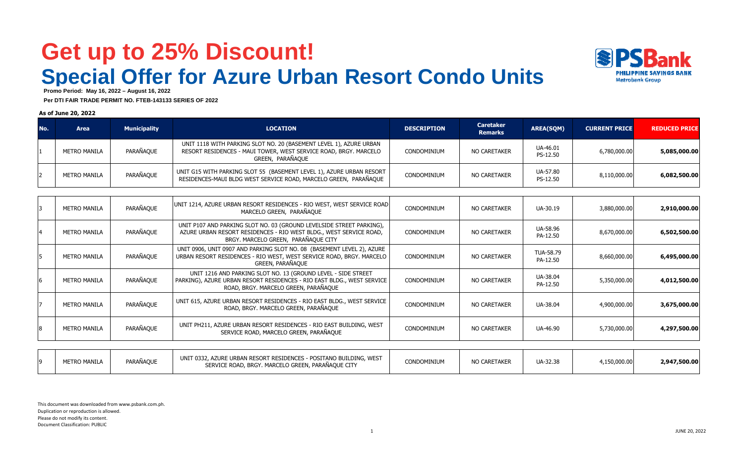# Get up to 25% Discount!

# Special Offer for Azure Urban Resort Condo Units

**Promo Period: May 16, 2022 – August 16, 2022**

**Per DTI FAIR TRADE PERMIT NO. FTEB-143133 SERIES OF 2022**

**As of June 20, 2022**

| No. | Area | Municipality | LOCATION | DESCRIPTION | Caretaker Remarks | AREA(SQM) | CURRENT PRICE | REDUCED PRICE |
|---|---|---|---|---|---|---|---|---|
| 1 | METRO MANILA | PARAÑAQUE | UNIT 1118 WITH PARKING SLOT NO. 20 (BASEMENT LEVEL 1), AZURE URBAN RESORT RESIDENCES - MAUI TOWER, WEST SERVICE ROAD, BRGY. MARCELO GREEN, PARAÑAQUE | CONDOMINIUM | NO CARETAKER | UA-46.01 PS-12.50 | 6,780,000.00 | **5,085,000.00** |
| 2 | METRO MANILA | PARAÑAQUE | UNIT G15 WITH PARKING SLOT 55 (BASEMENT LEVEL 1), AZURE URBAN RESORT RESIDENCES-MAUI BLDG WEST SERVICE ROAD, MARCELO GREEN, PARAÑAQUE | CONDOMINIUM | NO CARETAKER | UA-57.80 PS-12.50 | 8,110,000.00 | **6,082,500.00** |
| 3 | METRO MANILA | PARAÑAQUE | UNIT 1214, AZURE URBAN RESORT RESIDENCES - RIO WEST, WEST SERVICE ROAD MARCELO GREEN, PARAÑAQUE | CONDOMINIUM | NO CARETAKER | UA-30.19 | 3,880,000.00 | **2,910,000.00** |
| 4 | METRO MANILA | PARAÑAQUE | UNIT P107 AND PARKING SLOT NO. 03 (GROUND LEVELSIDE STREET PARKING), AZURE URBAN RESORT RESIDENCES - RIO WEST BLDG., WEST SERVICE ROAD, BRGY. MARCELO GREEN, PARAÑAQUE CITY | CONDOMINIUM | NO CARETAKER | UA-58.96 PA-12.50 | 8,670,000.00 | **6,502,500.00** |
| 5 | METRO MANILA | PARAÑAQUE | UNIT 0906, UNIT 0907 AND PARKING SLOT NO. 08 (BASEMENT LEVEL 2), AZURE URBAN RESORT RESIDENCES - RIO WEST, WEST SERVICE ROAD, BRGY. MARCELO GREEN, PARAÑAQUE | CONDOMINIUM | NO CARETAKER | TUA-58.79 PA-12.50 | 8,660,000.00 | **6,495,000.00** |
| 6 | METRO MANILA | PARAÑAQUE | UNIT 1216 AND PARKING SLOT NO. 13 (GROUND LEVEL - SIDE STREET PARKING), AZURE URBAN RESORT RESIDENCES - RIO EAST BLDG., WEST SERVICE ROAD, BRGY. MARCELO GREEN, PARAÑAQUE | CONDOMINIUM | NO CARETAKER | UA-38.04 PA-12.50 | 5,350,000.00 | **4,012,500.00** |
| 7 | METRO MANILA | PARAÑAQUE | UNIT 615, AZURE URBAN RESORT RESIDENCES - RIO EAST BLDG., WEST SERVICE ROAD, BRGY. MARCELO GREEN, PARAÑAQUE | CONDOMINIUM | NO CARETAKER | UA-38.04 | 4,900,000.00 | **3,675,000.00** |
| 8 | METRO MANILA | PARAÑAQUE | UNIT PH211, AZURE URBAN RESORT RESIDENCES - RIO EAST BUILDING, WEST SERVICE ROAD, MARCELO GREEN, PARAÑAQUE | CONDOMINIUM | NO CARETAKER | UA-46.90 | 5,730,000.00 | **4,297,500.00** |
| 9 | METRO MANILA | PARAÑAQUE | UNIT 0332, AZURE URBAN RESORT RESIDENCES - POSITANO BUILDING, WEST SERVICE ROAD, BRGY. MARCELO GREEN, PARAÑAQUE CITY | CONDOMINIUM | NO CARETAKER | UA-32.38 | 4,150,000.00 | **2,947,500.00** |

This document was downloaded from www.psbank.com.ph.
Duplication or reproduction is allowed.
Please do not modify its content.
Document Classification: PUBLIC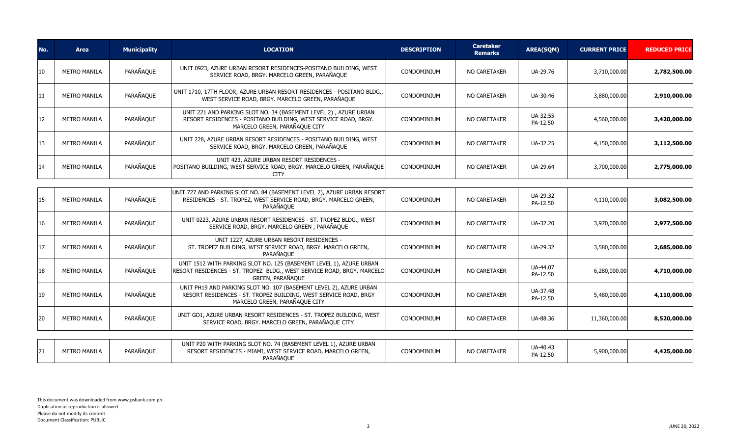| No. | Area | Municipality | LOCATION | DESCRIPTION | Caretaker Remarks | AREA(SQM) | CURRENT PRICE | REDUCED PRICE |
|---|---|---|---|---|---|---|---|---|
| 10 | METRO MANILA | PARAÑAQUE | UNIT 0923, AZURE URBAN RESORT RESIDENCES-POSITANO BUILDING, WEST SERVICE ROAD, BRGY. MARCELO GREEN, PARAÑAQUE | CONDOMINIUM | NO CARETAKER | UA-29.76 | 3,710,000.00 | **2,782,500.00** |
| 11 | METRO MANILA | PARAÑAQUE | UNIT 1710, 17TH FLOOR, AZURE URBAN RESORT RESIDENCES - POSITANO BLDG., WEST SERVICE ROAD, BRGY. MARCELO GREEN, PARAÑAQUE | CONDOMINIUM | NO CARETAKER | UA-30.46 | 3,880,000.00 | **2,910,000.00** |
| 12 | METRO MANILA | PARAÑAQUE | UNIT 221 AND PARKING SLOT NO. 34 (BASEMENT LEVEL 2) , AZURE URBAN RESORT RESIDENCES - POSITANO BUILDING, WEST SERVICE ROAD, BRGY. MARCELO GREEN, PARAÑAQUE CITY | CONDOMINIUM | NO CARETAKER | UA-32.55 PA-12.50 | 4,560,000.00 | **3,420,000.00** |
| 13 | METRO MANILA | PARAÑAQUE | UNIT 228, AZURE URBAN RESORT RESIDENCES - POSITANO BUILDING, WEST SERVICE ROAD, BRGY. MARCELO GREEN, PARAÑAQUE | CONDOMINIUM | NO CARETAKER | UA-32.25 | 4,150,000.00 | **3,112,500.00** |
| 14 | METRO MANILA | PARAÑAQUE | UNIT 423, AZURE URBAN RESORT RESIDENCES - POSITANO BUILDING, WEST SERVICE ROAD, BRGY. MARCELO GREEN, PARAÑAQUE CITY | CONDOMINIUM | NO CARETAKER | UA-29.64 | 3,700,000.00 | **2,775,000.00** |
| 15 | METRO MANILA | PARAÑAQUE | UNIT 727 AND PARKING SLOT NO. 84 (BASEMENT LEVEL 2), AZURE URBAN RESORT RESIDENCES - ST. TROPEZ, WEST SERVICE ROAD, BRGY. MARCELO GREEN, PARAÑAQUE | CONDOMINIUM | NO CARETAKER | UA-29.32 PA-12.50 | 4,110,000.00 | **3,082,500.00** |
| 16 | METRO MANILA | PARAÑAQUE | UNIT 0223, AZURE URBAN RESORT RESIDENCES - ST. TROPEZ BLDG., WEST SERVICE ROAD, BRGY. MARCELO GREEN , PARAÑAQUE | CONDOMINIUM | NO CARETAKER | UA-32.20 | 3,970,000.00 | **2,977,500.00** |
| 17 | METRO MANILA | PARAÑAQUE | UNIT 1227, AZURE URBAN RESORT RESIDENCES - ST. TROPEZ BUILDING, WEST SERVICE ROAD, BRGY. MARCELO GREEN, PARAÑAQUE | CONDOMINIUM | NO CARETAKER | UA-29.32 | 3,580,000.00 | **2,685,000.00** |
| 18 | METRO MANILA | PARAÑAQUE | UNIT 1512 WITH PARKING SLOT NO. 125 (BASEMENT LEVEL 1), AZURE URBAN RESORT RESIDENCES - ST. TROPEZ BLDG., WEST SERVICE ROAD, BRGY. MARCELO GREEN, PARAÑAQUE | CONDOMINIUM | NO CARETAKER | UA-44.07 PA-12.50 | 6,280,000.00 | **4,710,000.00** |
| 19 | METRO MANILA | PARAÑAQUE | UNIT PH19 AND PARKING SLOT NO. 107 (BASEMENT LEVEL 2), AZURE URBAN RESORT RESIDENCES - ST. TROPEZ BUILDING, WEST SERVICE ROAD, BRGY MARCELO GREEN, PARAÑAQUE CITY | CONDOMINIUM | NO CARETAKER | UA-37.48 PA-12.50 | 5,480,000.00 | **4,110,000.00** |
| 20 | METRO MANILA | PARAÑAQUE | UNIT GO1, AZURE URBAN RESORT RESIDENCES - ST. TROPEZ BUILDING, WEST SERVICE ROAD, BRGY. MARCELO GREEN, PARAÑAQUE CITY | CONDOMINIUM | NO CARETAKER | UA-88.36 | 11,360,000.00 | **8,520,000.00** |
| 21 | METRO MANILA | PARAÑAQUE | UNIT P20 WITH PARKING SLOT NO. 74 (BASEMENT LEVEL 1), AZURE URBAN RESORT RESIDENCES - MIAMI, WEST SERVICE ROAD, MARCELO GREEN, PARAÑAQUE | CONDOMINIUM | NO CARETAKER | UA-40.43 PA-12.50 | 5,900,000.00 | **4,425,000.00** |

This document was downloaded from www.psbank.com.ph.
Duplication or reproduction is allowed.
Please do not modify its content.
Document Classification: PUBLIC

JUNE 20, 2022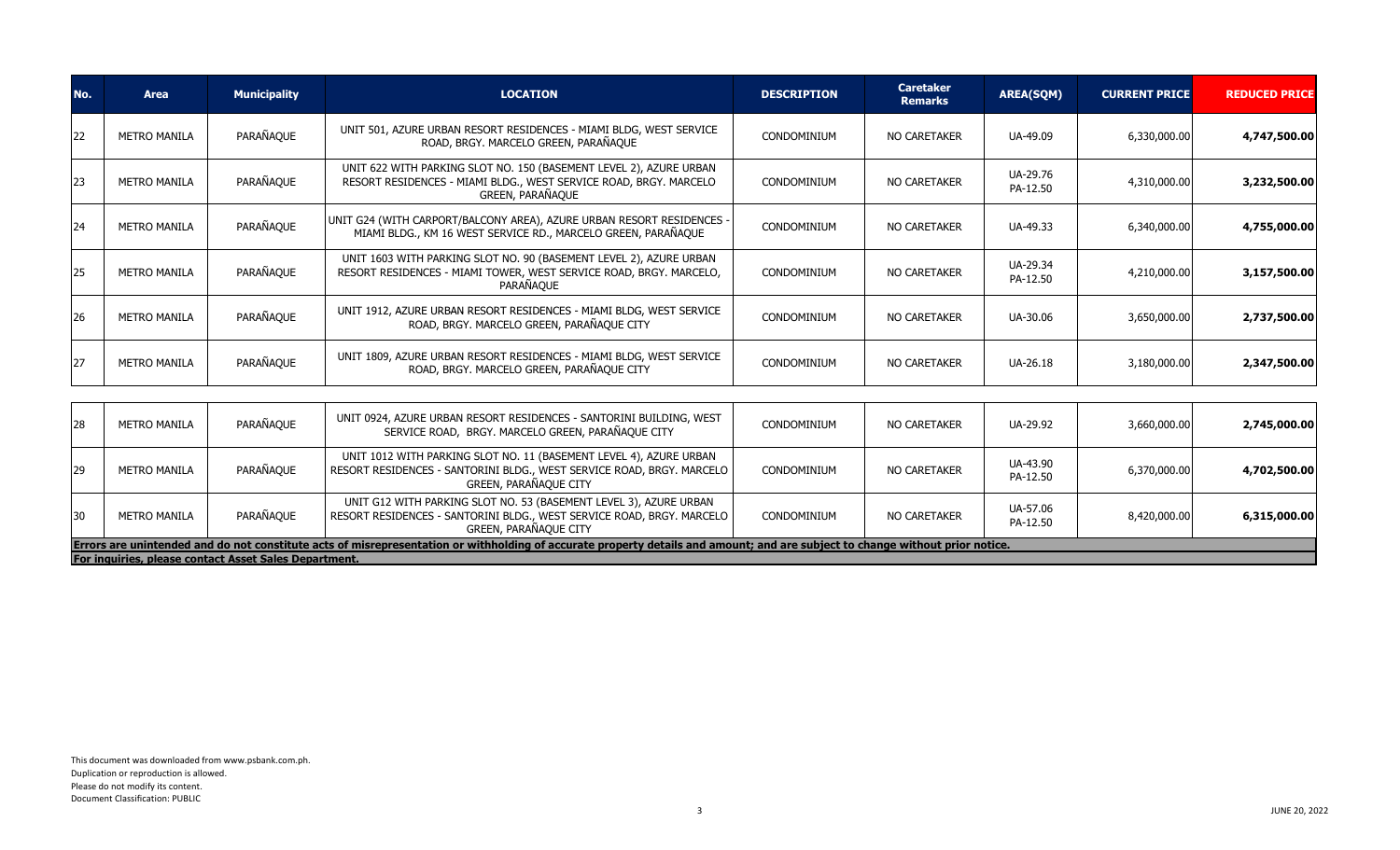| No. | Area | Municipality | LOCATION | DESCRIPTION | Caretaker Remarks | AREA(SQM) | CURRENT PRICE | REDUCED PRICE |
|---|---|---|---|---|---|---|---|---|
| 22 | METRO MANILA | PARAÑAQUE | UNIT 501, AZURE URBAN RESORT RESIDENCES - MIAMI BLDG, WEST SERVICE ROAD, BRGY. MARCELO GREEN, PARAÑAQUE | CONDOMINIUM | NO CARETAKER | UA-49.09 | 6,330,000.00 | **4,747,500.00** |
| 23 | METRO MANILA | PARAÑAQUE | UNIT 622 WITH PARKING SLOT NO. 150 (BASEMENT LEVEL 2), AZURE URBAN RESORT RESIDENCES - MIAMI BLDG., WEST SERVICE ROAD, BRGY. MARCELO GREEN, PARAÑAQUE | CONDOMINIUM | NO CARETAKER | UA-29.76 PA-12.50 | 4,310,000.00 | **3,232,500.00** |
| 24 | METRO MANILA | PARAÑAQUE | UNIT G24 (WITH CARPORT/BALCONY AREA), AZURE URBAN RESORT RESIDENCES - MIAMI BLDG., KM 16 WEST SERVICE RD., MARCELO GREEN, PARAÑAQUE | CONDOMINIUM | NO CARETAKER | UA-49.33 | 6,340,000.00 | **4,755,000.00** |
| 25 | METRO MANILA | PARAÑAQUE | UNIT 1603 WITH PARKING SLOT NO. 90 (BASEMENT LEVEL 2), AZURE URBAN RESORT RESIDENCES - MIAMI TOWER, WEST SERVICE ROAD, BRGY. MARCELO, PARAÑAQUE | CONDOMINIUM | NO CARETAKER | UA-29.34 PA-12.50 | 4,210,000.00 | **3,157,500.00** |
| 26 | METRO MANILA | PARAÑAQUE | UNIT 1912, AZURE URBAN RESORT RESIDENCES - MIAMI BLDG, WEST SERVICE ROAD, BRGY. MARCELO GREEN, PARAÑAQUE CITY | CONDOMINIUM | NO CARETAKER | UA-30.06 | 3,650,000.00 | **2,737,500.00** |
| 27 | METRO MANILA | PARAÑAQUE | UNIT 1809, AZURE URBAN RESORT RESIDENCES - MIAMI BLDG, WEST SERVICE ROAD, BRGY. MARCELO GREEN, PARAÑAQUE CITY | CONDOMINIUM | NO CARETAKER | UA-26.18 | 3,180,000.00 | **2,347,500.00** |
| 28 | METRO MANILA | PARAÑAQUE | UNIT 0924, AZURE URBAN RESORT RESIDENCES - SANTORINI BUILDING, WEST SERVICE ROAD, BRGY. MARCELO GREEN, PARAÑAQUE CITY | CONDOMINIUM | NO CARETAKER | UA-29.92 | 3,660,000.00 | **2,745,000.00** |
| 29 | METRO MANILA | PARAÑAQUE | UNIT 1012 WITH PARKING SLOT NO. 11 (BASEMENT LEVEL 4), AZURE URBAN RESORT RESIDENCES - SANTORINI BLDG., WEST SERVICE ROAD, BRGY. MARCELO GREEN, PARAÑAQUE CITY | CONDOMINIUM | NO CARETAKER | UA-43.90 PA-12.50 | 6,370,000.00 | **4,702,500.00** |
| 30 | METRO MANILA | PARAÑAQUE | UNIT G12 WITH PARKING SLOT NO. 53 (BASEMENT LEVEL 3), AZURE URBAN RESORT RESIDENCES - SANTORINI BLDG., WEST SERVICE ROAD, BRGY. MARCELO GREEN, PARAÑAQUE CITY | CONDOMINIUM | NO CARETAKER | UA-57.06 PA-12.50 | 8,420,000.00 | **6,315,000.00** |

**Errors are unintended and do not constitute acts of misrepresentation or withholding of accurate property details and amount; and are subject to change without prior notice.**

**For inquiries, please contact Asset Sales Department.**

This document was downloaded from www.psbank.com.ph.
Duplication or reproduction is allowed.
Please do not modify its content.
Document Classification: PUBLIC

JUNE 20, 2022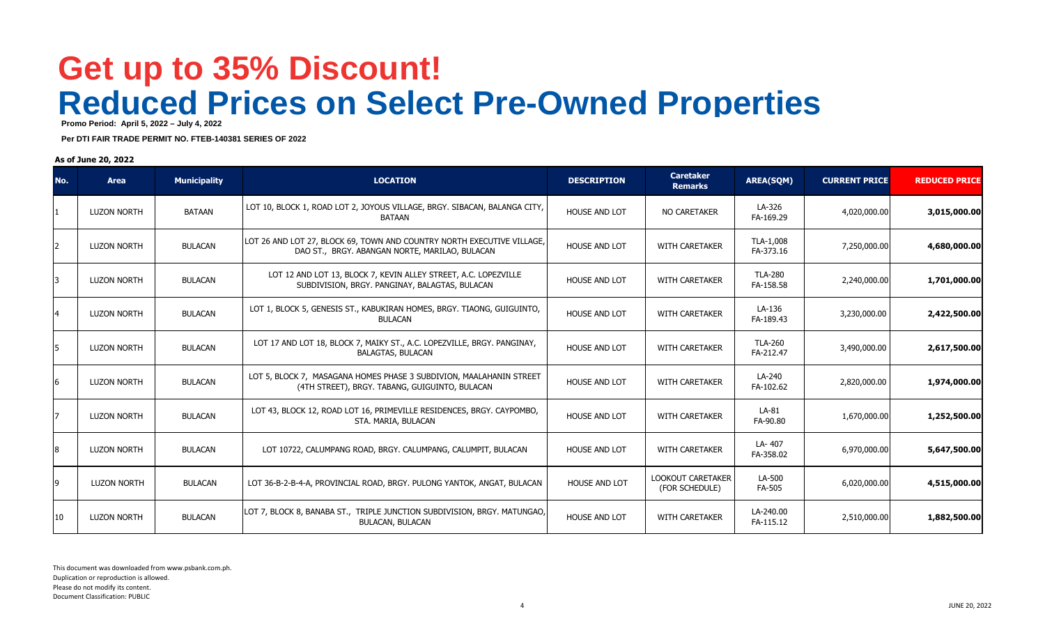# Get up to 35% Discount!
# Reduced Prices on Select Pre-Owned Properties

**Promo Period: April 5, 2022 – July 4, 2022**

**Per DTI FAIR TRADE PERMIT NO. FTEB-140381 SERIES OF 2022**

**As of June 20, 2022**

| No. | Area | Municipality | LOCATION | DESCRIPTION | Caretaker Remarks | AREA(SQM) | CURRENT PRICE | REDUCED PRICE |
|---|---|---|---|---|---|---|---|---|
| 1 | LUZON NORTH | BATAAN | LOT 10, BLOCK 1, ROAD LOT 2, JOYOUS VILLAGE, BRGY. SIBACAN, BALANGA CITY, BATAAN | HOUSE AND LOT | NO CARETAKER | LA-326 FA-169.29 | 4,020,000.00 | **3,015,000.00** |
| 2 | LUZON NORTH | BULACAN | LOT 26 AND LOT 27, BLOCK 69, TOWN AND COUNTRY NORTH EXECUTIVE VILLAGE, DAO ST., BRGY. ABANGAN NORTE, MARILAO, BULACAN | HOUSE AND LOT | WITH CARETAKER | TLA-1,008 FA-373.16 | 7,250,000.00 | **4,680,000.00** |
| 3 | LUZON NORTH | BULACAN | LOT 12 AND LOT 13, BLOCK 7, KEVIN ALLEY STREET, A.C. LOPEZVILLE SUBDIVISION, BRGY. PANGINAY, BALAGTAS, BULACAN | HOUSE AND LOT | WITH CARETAKER | TLA-280 FA-158.58 | 2,240,000.00 | **1,701,000.00** |
| 4 | LUZON NORTH | BULACAN | LOT 1, BLOCK 5, GENESIS ST., KABUKIRAN HOMES, BRGY. TIAONG, GUIGUINTO, BULACAN | HOUSE AND LOT | WITH CARETAKER | LA-136 FA-189.43 | 3,230,000.00 | **2,422,500.00** |
| 5 | LUZON NORTH | BULACAN | LOT 17 AND LOT 18, BLOCK 7, MAIKY ST., A.C. LOPEZVILLE, BRGY. PANGINAY, BALAGTAS, BULACAN | HOUSE AND LOT | WITH CARETAKER | TLA-260 FA-212.47 | 3,490,000.00 | **2,617,500.00** |
| 6 | LUZON NORTH | BULACAN | LOT 5, BLOCK 7, MASAGANA HOMES PHASE 3 SUBDIVISION, MAALAHANIN STREET (4TH STREET), BRGY. TABANG, GUIGUINTO, BULACAN | HOUSE AND LOT | WITH CARETAKER | LA-240 FA-102.62 | 2,820,000.00 | **1,974,000.00** |
| 7 | LUZON NORTH | BULACAN | LOT 43, BLOCK 12, ROAD LOT 16, PRIMEVILLE RESIDENCES, BRGY. CAYPOMBO, STA. MARIA, BULACAN | HOUSE AND LOT | WITH CARETAKER | LA-81 FA-90.80 | 1,670,000.00 | **1,252,500.00** |
| 8 | LUZON NORTH | BULACAN | LOT 10722, CALUMPANG ROAD, BRGY. CALUMPANG, CALUMPIT, BULACAN | HOUSE AND LOT | WITH CARETAKER | LA- 407 FA-358.02 | 6,970,000.00 | **5,647,500.00** |
| 9 | LUZON NORTH | BULACAN | LOT 36-B-2-B-4-A, PROVINCIAL ROAD, BRGY. PULONG YANTOK, ANGAT, BULACAN | HOUSE AND LOT | LOOKOUT CARETAKER (FOR SCHEDULE) | LA-500 FA-505 | 6,020,000.00 | **4,515,000.00** |
| 10 | LUZON NORTH | BULACAN | LOT 7, BLOCK 8, BANABA ST., TRIPLE JUNCTION SUBDIVISION, BRGY. MATUNGAO, BULACAN, BULACAN | HOUSE AND LOT | WITH CARETAKER | LA-240.00 FA-115.12 | 2,510,000.00 | **1,882,500.00** |

This document was downloaded from www.psbank.com.ph.
Duplication or reproduction is allowed.
Please do not modify its content.
Document Classification: PUBLIC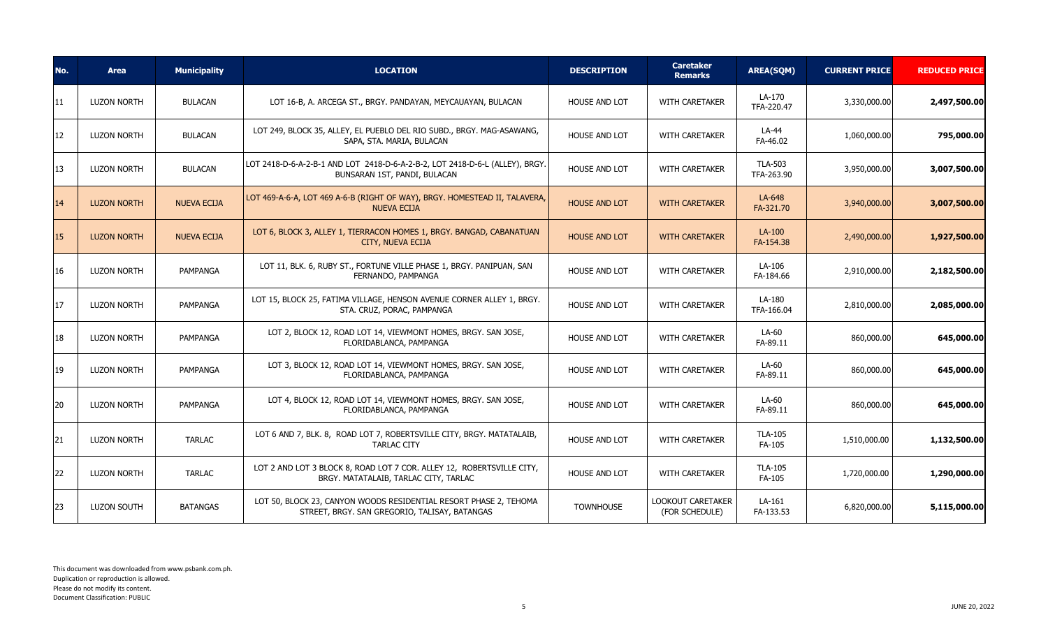| No. | Area | Municipality | LOCATION | DESCRIPTION | Caretaker Remarks | AREA(SQM) | CURRENT PRICE | REDUCED PRICE |
|---|---|---|---|---|---|---|---|---|
| 11 | LUZON NORTH | BULACAN | LOT 16-B, A. ARCEGA ST., BRGY. PANDAYAN, MEYCAUAYAN, BULACAN | HOUSE AND LOT | WITH CARETAKER | LA-170 TFA-220.47 | 3,330,000.00 | **2,497,500.00** |
| 12 | LUZON NORTH | BULACAN | LOT 249, BLOCK 35, ALLEY, EL PUEBLO DEL RIO SUBD., BRGY. MAG-ASAWANG, SAPA, STA. MARIA, BULACAN | HOUSE AND LOT | WITH CARETAKER | LA-44 FA-46.02 | 1,060,000.00 | **795,000.00** |
| 13 | LUZON NORTH | BULACAN | LOT 2418-D-6-A-2-B-1 AND LOT 2418-D-6-A-2-B-2, LOT 2418-D-6-L (ALLEY), BRGY. BUNSARAN 1ST, PANDI, BULACAN | HOUSE AND LOT | WITH CARETAKER | TLA-503 TFA-263.90 | 3,950,000.00 | **3,007,500.00** |
| 14 | LUZON NORTH | NUEVA ECIJA | LOT 469-A-6-A, LOT 469 A-6-B (RIGHT OF WAY), BRGY. HOMESTEAD II, TALAVERA, NUEVA ECIJA | HOUSE AND LOT | WITH CARETAKER | LA-648 FA-321.70 | 3,940,000.00 | **3,007,500.00** |
| 15 | LUZON NORTH | NUEVA ECIJA | LOT 6, BLOCK 3, ALLEY 1, TIERRACON HOMES 1, BRGY. BANGAD, CABANATUAN CITY, NUEVA ECIJA | HOUSE AND LOT | WITH CARETAKER | LA-100 FA-154.38 | 2,490,000.00 | **1,927,500.00** |
| 16 | LUZON NORTH | PAMPANGA | LOT 11, BLK. 6, RUBY ST., FORTUNE VILLE PHASE 1, BRGY. PANIPUAN, SAN FERNANDO, PAMPANGA | HOUSE AND LOT | WITH CARETAKER | LA-106 FA-184.66 | 2,910,000.00 | **2,182,500.00** |
| 17 | LUZON NORTH | PAMPANGA | LOT 15, BLOCK 25, FATIMA VILLAGE, HENSON AVENUE CORNER ALLEY 1, BRGY. STA. CRUZ, PORAC, PAMPANGA | HOUSE AND LOT | WITH CARETAKER | LA-180 TFA-166.04 | 2,810,000.00 | **2,085,000.00** |
| 18 | LUZON NORTH | PAMPANGA | LOT 2, BLOCK 12, ROAD LOT 14, VIEWMONT HOMES, BRGY. SAN JOSE, FLORIDABLANCA, PAMPANGA | HOUSE AND LOT | WITH CARETAKER | LA-60 FA-89.11 | 860,000.00 | **645,000.00** |
| 19 | LUZON NORTH | PAMPANGA | LOT 3, BLOCK 12, ROAD LOT 14, VIEWMONT HOMES, BRGY. SAN JOSE, FLORIDABLANCA, PAMPANGA | HOUSE AND LOT | WITH CARETAKER | LA-60 FA-89.11 | 860,000.00 | **645,000.00** |
| 20 | LUZON NORTH | PAMPANGA | LOT 4, BLOCK 12, ROAD LOT 14, VIEWMONT HOMES, BRGY. SAN JOSE, FLORIDABLANCA, PAMPANGA | HOUSE AND LOT | WITH CARETAKER | LA-60 FA-89.11 | 860,000.00 | **645,000.00** |
| 21 | LUZON NORTH | TARLAC | LOT 6 AND 7, BLK. 8, ROAD LOT 7, ROBERTSVILLE CITY, BRGY. MATATALAIB, TARLAC CITY | HOUSE AND LOT | WITH CARETAKER | TLA-105 FA-105 | 1,510,000.00 | **1,132,500.00** |
| 22 | LUZON NORTH | TARLAC | LOT 2 AND LOT 3 BLOCK 8, ROAD LOT 7 COR. ALLEY 12, ROBERTSVILLE CITY, BRGY. MATATALAIB, TARLAC CITY, TARLAC | HOUSE AND LOT | WITH CARETAKER | TLA-105 FA-105 | 1,720,000.00 | **1,290,000.00** |
| 23 | LUZON SOUTH | BATANGAS | LOT 50, BLOCK 23, CANYON WOODS RESIDENTIAL RESORT PHASE 2, TEHOMA STREET, BRGY. SAN GREGORIO, TALISAY, BATANGAS | TOWNHOUSE | LOOKOUT CARETAKER (FOR SCHEDULE) | LA-161 FA-133.53 | 6,820,000.00 | **5,115,000.00** |

This document was downloaded from www.psbank.com.ph.
Duplication or reproduction is allowed.
Please do not modify its content.
Document Classification: PUBLIC

JUNE 20, 2022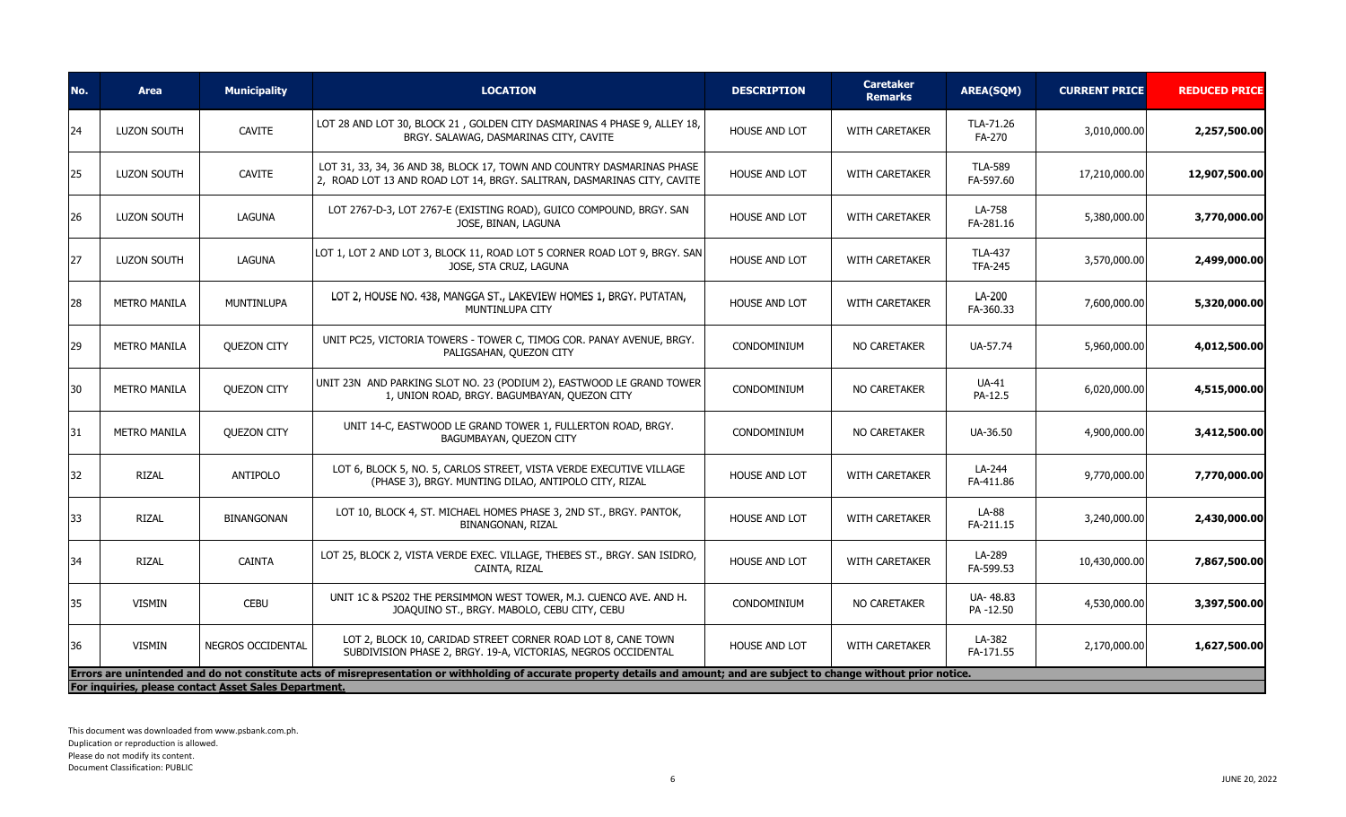| No. | Area | Municipality | LOCATION | DESCRIPTION | Caretaker Remarks | AREA(SQM) | CURRENT PRICE | REDUCED PRICE |
|---|---|---|---|---|---|---|---|---|
| 24 | LUZON SOUTH | CAVITE | LOT 28 AND LOT 30, BLOCK 21 , GOLDEN CITY DASMARINAS 4 PHASE 9, ALLEY 18, BRGY. SALAWAG, DASMARINAS CITY, CAVITE | HOUSE AND LOT | WITH CARETAKER | TLA-71.26 FA-270 | 3,010,000.00 | **2,257,500.00** |
| 25 | LUZON SOUTH | CAVITE | LOT 31, 33, 34, 36 AND 38, BLOCK 17, TOWN AND COUNTRY DASMARINAS PHASE 2, ROAD LOT 13 AND ROAD LOT 14, BRGY. SALITRAN, DASMARINAS CITY, CAVITE | HOUSE AND LOT | WITH CARETAKER | TLA-589 FA-597.60 | 17,210,000.00 | **12,907,500.00** |
| 26 | LUZON SOUTH | LAGUNA | LOT 2767-D-3, LOT 2767-E (EXISTING ROAD), GUICO COMPOUND, BRGY. SAN JOSE, BINAN, LAGUNA | HOUSE AND LOT | WITH CARETAKER | LA-758 FA-281.16 | 5,380,000.00 | **3,770,000.00** |
| 27 | LUZON SOUTH | LAGUNA | LOT 1, LOT 2 AND LOT 3, BLOCK 11, ROAD LOT 5 CORNER ROAD LOT 9, BRGY. SAN JOSE, STA CRUZ, LAGUNA | HOUSE AND LOT | WITH CARETAKER | TLA-437 TFA-245 | 3,570,000.00 | **2,499,000.00** |
| 28 | METRO MANILA | MUNTINLUPA | LOT 2, HOUSE NO. 438, MANGGA ST., LAKEVIEW HOMES 1, BRGY. PUTATAN, MUNTINLUPA CITY | HOUSE AND LOT | WITH CARETAKER | LA-200 FA-360.33 | 7,600,000.00 | **5,320,000.00** |
| 29 | METRO MANILA | QUEZON CITY | UNIT PC25, VICTORIA TOWERS - TOWER C, TIMOG COR. PANAY AVENUE, BRGY. PALIGSAHAN, QUEZON CITY | CONDOMINIUM | NO CARETAKER | UA-57.74 | 5,960,000.00 | **4,012,500.00** |
| 30 | METRO MANILA | QUEZON CITY | UNIT 23N AND PARKING SLOT NO. 23 (PODIUM 2), EASTWOOD LE GRAND TOWER 1, UNION ROAD, BRGY. BAGUMBAYAN, QUEZON CITY | CONDOMINIUM | NO CARETAKER | UA-41 PA-12.5 | 6,020,000.00 | **4,515,000.00** |
| 31 | METRO MANILA | QUEZON CITY | UNIT 14-C, EASTWOOD LE GRAND TOWER 1, FULLERTON ROAD, BRGY. BAGUMBAYAN, QUEZON CITY | CONDOMINIUM | NO CARETAKER | UA-36.50 | 4,900,000.00 | **3,412,500.00** |
| 32 | RIZAL | ANTIPOLO | LOT 6, BLOCK 5, NO. 5, CARLOS STREET, VISTA VERDE EXECUTIVE VILLAGE (PHASE 3), BRGY. MUNTING DILAO, ANTIPOLO CITY, RIZAL | HOUSE AND LOT | WITH CARETAKER | LA-244 FA-411.86 | 9,770,000.00 | **7,770,000.00** |
| 33 | RIZAL | BINANGONAN | LOT 10, BLOCK 4, ST. MICHAEL HOMES PHASE 3, 2ND ST., BRGY. PANTOK, BINANGONAN, RIZAL | HOUSE AND LOT | WITH CARETAKER | LA-88 FA-211.15 | 3,240,000.00 | **2,430,000.00** |
| 34 | RIZAL | CAINTA | LOT 25, BLOCK 2, VISTA VERDE EXEC. VILLAGE, THEBES ST., BRGY. SAN ISIDRO, CAINTA, RIZAL | HOUSE AND LOT | WITH CARETAKER | LA-289 FA-599.53 | 10,430,000.00 | **7,867,500.00** |
| 35 | VISMIN | CEBU | UNIT 1C & PS202 THE PERSIMMON WEST TOWER, M.J. CUENCO AVE. AND H. JOAQUINO ST., BRGY. MABOLO, CEBU CITY, CEBU | CONDOMINIUM | NO CARETAKER | UA- 48.83 PA -12.50 | 4,530,000.00 | **3,397,500.00** |
| 36 | VISMIN | NEGROS OCCIDENTAL | LOT 2, BLOCK 10, CARIDAD STREET CORNER ROAD LOT 8, CANE TOWN SUBDIVISION PHASE 2, BRGY. 19-A, VICTORIAS, NEGROS OCCIDENTAL | HOUSE AND LOT | WITH CARETAKER | LA-382 FA-171.55 | 2,170,000.00 | **1,627,500.00** |

**Errors are unintended and do not constitute acts of misrepresentation or withholding of accurate property details and amount; and are subject to change without prior notice.**
**For inquiries, please contact Asset Sales Department.**

This document was downloaded from www.psbank.com.ph.
Duplication or reproduction is allowed.
Please do not modify its content.
Document Classification: PUBLIC

JUNE 20, 2022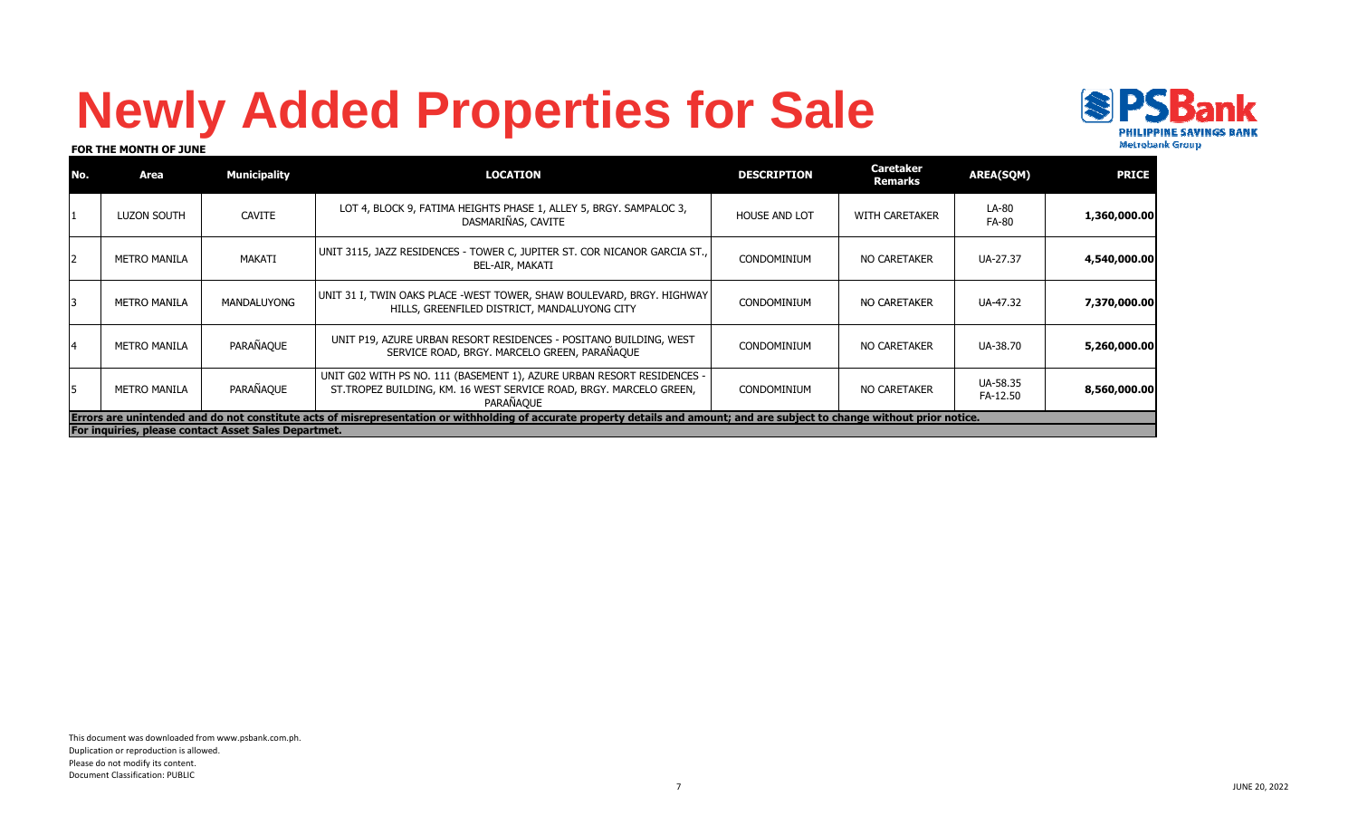# Newly Added Properties for Sale

**FOR THE MONTH OF JUNE**

| No. | Area | Municipality | LOCATION | DESCRIPTION | Caretaker Remarks | AREA(SQM) | PRICE |
|---|---|---|---|---|---|---|---|
| 1 | LUZON SOUTH | CAVITE | LOT 4, BLOCK 9, FATIMA HEIGHTS PHASE 1, ALLEY 5, BRGY. SAMPALOC 3, DASMARIÑAS, CAVITE | HOUSE AND LOT | WITH CARETAKER | LA-80 FA-80 | **1,360,000.00** |
| 2 | METRO MANILA | MAKATI | UNIT 3115, JAZZ RESIDENCES - TOWER C, JUPITER ST. COR NICANOR GARCIA ST., BEL-AIR, MAKATI | CONDOMINIUM | NO CARETAKER | UA-27.37 | **4,540,000.00** |
| 3 | METRO MANILA | MANDALUYONG | UNIT 31 I, TWIN OAKS PLACE -WEST TOWER, SHAW BOULEVARD, BRGY. HIGHWAY HILLS, GREENFILED DISTRICT, MANDALUYONG CITY | CONDOMINIUM | NO CARETAKER | UA-47.32 | **7,370,000.00** |
| 4 | METRO MANILA | PARAÑAQUE | UNIT P19, AZURE URBAN RESORT RESIDENCES - POSITANO BUILDING, WEST SERVICE ROAD, BRGY. MARCELO GREEN, PARAÑAQUE | CONDOMINIUM | NO CARETAKER | UA-38.70 | **5,260,000.00** |
| 5 | METRO MANILA | PARAÑAQUE | UNIT G02 WITH PS NO. 111 (BASEMENT 1), AZURE URBAN RESORT RESIDENCES - ST.TROPEZ BUILDING, KM. 16 WEST SERVICE ROAD, BRGY. MARCELO GREEN, PARAÑAQUE | CONDOMINIUM | NO CARETAKER | UA-58.35 FA-12.50 | **8,560,000.00** |

**Errors are unintended and do not constitute acts of misrepresentation or withholding of accurate property details and amount; and are subject to change without prior notice.**

**For inquiries, please contact Asset Sales Departmet.**

This document was downloaded from www.psbank.com.ph.
Duplication or reproduction is allowed.
Please do not modify its content.
Document Classification: PUBLIC

JUNE 20, 2022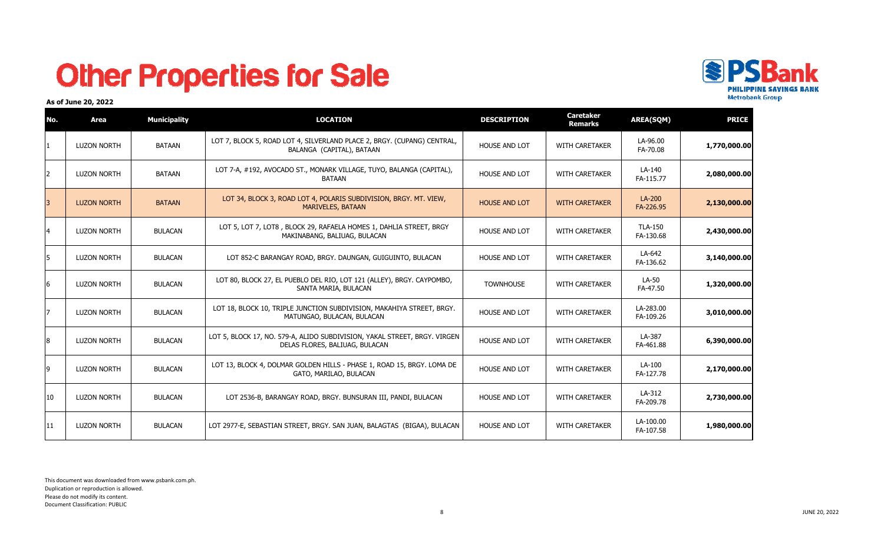# Other Properties for Sale

**As of June 20, 2022**

| No. | Area | Municipality | LOCATION | DESCRIPTION | Caretaker Remarks | AREA(SQM) | PRICE |
|---|---|---|---|---|---|---|---|
| 1 | LUZON NORTH | BATAAN | LOT 7, BLOCK 5, ROAD LOT 4, SILVERLAND PLACE 2, BRGY. (CUPANG) CENTRAL, BALANGA (CAPITAL), BATAAN | HOUSE AND LOT | WITH CARETAKER | LA-96.00 FA-70.08 | **1,770,000.00** |
| 2 | LUZON NORTH | BATAAN | LOT 7-A, #192, AVOCADO ST., MONARK VILLAGE, TUYO, BALANGA (CAPITAL), BATAAN | HOUSE AND LOT | WITH CARETAKER | LA-140 FA-115.77 | **2,080,000.00** |
| 3 | LUZON NORTH | BATAAN | LOT 34, BLOCK 3, ROAD LOT 4, POLARIS SUBDIVISION, BRGY. MT. VIEW, MARIVELES, BATAAN | HOUSE AND LOT | WITH CARETAKER | LA-200 FA-226.95 | **2,130,000.00** |
| 4 | LUZON NORTH | BULACAN | LOT 5, LOT 7, LOT8 , BLOCK 29, RAFAELA HOMES 1, DAHLIA STREET, BRGY MAKINABANG, BALIUAG, BULACAN | HOUSE AND LOT | WITH CARETAKER | TLA-150 FA-130.68 | **2,430,000.00** |
| 5 | LUZON NORTH | BULACAN | LOT 852-C BARANGAY ROAD, BRGY. DAUNGAN, GUIGUINTO, BULACAN | HOUSE AND LOT | WITH CARETAKER | LA-642 FA-136.62 | **3,140,000.00** |
| 6 | LUZON NORTH | BULACAN | LOT 80, BLOCK 27, EL PUEBLO DEL RIO, LOT 121 (ALLEY), BRGY. CAYPOMBO, SANTA MARIA, BULACAN | TOWNHOUSE | WITH CARETAKER | LA-50 FA-47.50 | **1,320,000.00** |
| 7 | LUZON NORTH | BULACAN | LOT 18, BLOCK 10, TRIPLE JUNCTION SUBDIVISION, MAKAHIYA STREET, BRGY. MATUNGAO, BULACAN, BULACAN | HOUSE AND LOT | WITH CARETAKER | LA-283.00 FA-109.26 | **3,010,000.00** |
| 8 | LUZON NORTH | BULACAN | LOT 5, BLOCK 17, NO. 579-A, ALIDO SUBDIVISION, YAKAL STREET, BRGY. VIRGEN DELAS FLORES, BALIUAG, BULACAN | HOUSE AND LOT | WITH CARETAKER | LA-387 FA-461.88 | **6,390,000.00** |
| 9 | LUZON NORTH | BULACAN | LOT 13, BLOCK 4, DOLMAR GOLDEN HILLS - PHASE 1, ROAD 15, BRGY. LOMA DE GATO, MARILAO, BULACAN | HOUSE AND LOT | WITH CARETAKER | LA-100 FA-127.78 | **2,170,000.00** |
| 10 | LUZON NORTH | BULACAN | LOT 2536-B, BARANGAY ROAD, BRGY. BUNSURAN III, PANDI, BULACAN | HOUSE AND LOT | WITH CARETAKER | LA-312 FA-209.78 | **2,730,000.00** |
| 11 | LUZON NORTH | BULACAN | LOT 2977-E, SEBASTIAN STREET, BRGY. SAN JUAN, BALAGTAS (BIGAA), BULACAN | HOUSE AND LOT | WITH CARETAKER | LA-100.00 FA-107.58 | **1,980,000.00** |

This document was downloaded from www.psbank.com.ph.
Duplication or reproduction is allowed.
Please do not modify its content.
Document Classification: PUBLIC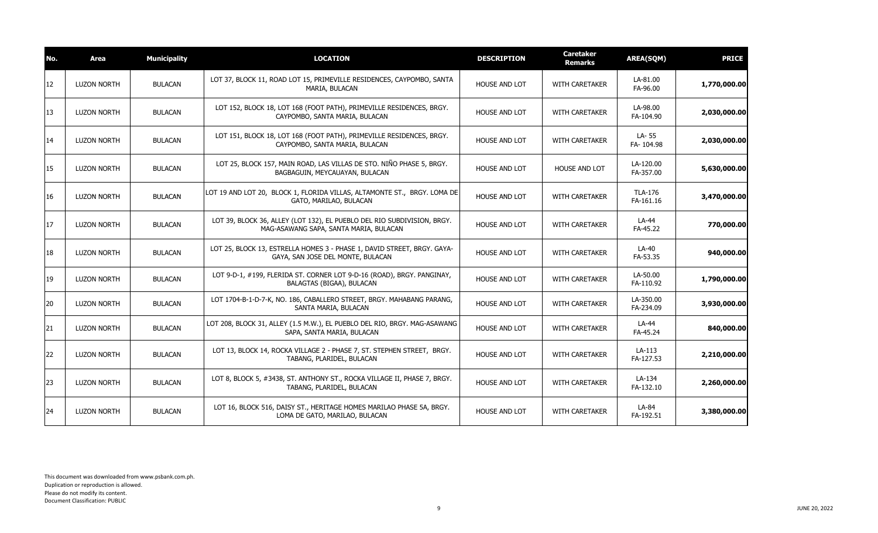| No. | Area | Municipality | LOCATION | DESCRIPTION | Caretaker Remarks | AREA(SQM) | PRICE |
|---|---|---|---|---|---|---|---|
| 12 | LUZON NORTH | BULACAN | LOT 37, BLOCK 11, ROAD LOT 15, PRIMEVILLE RESIDENCES, CAYPOMBO, SANTA MARIA, BULACAN | HOUSE AND LOT | WITH CARETAKER | LA-81.00 FA-96.00 | **1,770,000.00** |
| 13 | LUZON NORTH | BULACAN | LOT 152, BLOCK 18, LOT 168 (FOOT PATH), PRIMEVILLE RESIDENCES, BRGY. CAYPOMBO, SANTA MARIA, BULACAN | HOUSE AND LOT | WITH CARETAKER | LA-98.00 FA-104.90 | **2,030,000.00** |
| 14 | LUZON NORTH | BULACAN | LOT 151, BLOCK 18, LOT 168 (FOOT PATH), PRIMEVILLE RESIDENCES, BRGY. CAYPOMBO, SANTA MARIA, BULACAN | HOUSE AND LOT | WITH CARETAKER | LA- 55 FA- 104.98 | **2,030,000.00** |
| 15 | LUZON NORTH | BULACAN | LOT 25, BLOCK 157, MAIN ROAD, LAS VILLAS DE STO. NIÑO PHASE 5, BRGY. BAGBAGUIN, MEYCAUAYAN, BULACAN | HOUSE AND LOT | HOUSE AND LOT | LA-120.00 FA-357.00 | **5,630,000.00** |
| 16 | LUZON NORTH | BULACAN | LOT 19 AND LOT 20, BLOCK 1, FLORIDA VILLAS, ALTAMONTE ST., BRGY. LOMA DE GATO, MARILAO, BULACAN | HOUSE AND LOT | WITH CARETAKER | TLA-176 FA-161.16 | **3,470,000.00** |
| 17 | LUZON NORTH | BULACAN | LOT 39, BLOCK 36, ALLEY (LOT 132), EL PUEBLO DEL RIO SUBDIVISION, BRGY. MAG-ASAWANG SAPA, SANTA MARIA, BULACAN | HOUSE AND LOT | WITH CARETAKER | LA-44 FA-45.22 | **770,000.00** |
| 18 | LUZON NORTH | BULACAN | LOT 25, BLOCK 13, ESTRELLA HOMES 3 - PHASE 1, DAVID STREET, BRGY. GAYA-GAYA, SAN JOSE DEL MONTE, BULACAN | HOUSE AND LOT | WITH CARETAKER | LA-40 FA-53.35 | **940,000.00** |
| 19 | LUZON NORTH | BULACAN | LOT 9-D-1, #199, FLERIDA ST. CORNER LOT 9-D-16 (ROAD), BRGY. PANGINAY, BALAGTAS (BIGAA), BULACAN | HOUSE AND LOT | WITH CARETAKER | LA-50.00 FA-110.92 | **1,790,000.00** |
| 20 | LUZON NORTH | BULACAN | LOT 1704-B-1-D-7-K, NO. 186, CABALLERO STREET, BRGY. MAHABANG PARANG, SANTA MARIA, BULACAN | HOUSE AND LOT | WITH CARETAKER | LA-350.00 FA-234.09 | **3,930,000.00** |
| 21 | LUZON NORTH | BULACAN | LOT 208, BLOCK 31, ALLEY (1.5 M.W.), EL PUEBLO DEL RIO, BRGY. MAG-ASAWANG SAPA, SANTA MARIA, BULACAN | HOUSE AND LOT | WITH CARETAKER | LA-44 FA-45.24 | **840,000.00** |
| 22 | LUZON NORTH | BULACAN | LOT 13, BLOCK 14, ROCKA VILLAGE 2 - PHASE 7, ST. STEPHEN STREET, BRGY. TABANG, PLARIDEL, BULACAN | HOUSE AND LOT | WITH CARETAKER | LA-113 FA-127.53 | **2,210,000.00** |
| 23 | LUZON NORTH | BULACAN | LOT 8, BLOCK 5, #3438, ST. ANTHONY ST., ROCKA VILLAGE II, PHASE 7, BRGY. TABANG, PLARIDEL, BULACAN | HOUSE AND LOT | WITH CARETAKER | LA-134 FA-132.10 | **2,260,000.00** |
| 24 | LUZON NORTH | BULACAN | LOT 16, BLOCK 516, DAISY ST., HERITAGE HOMES MARILAO PHASE 5A, BRGY. LOMA DE GATO, MARILAO, BULACAN | HOUSE AND LOT | WITH CARETAKER | LA-84 FA-192.51 | **3,380,000.00** |

This document was downloaded from www.psbank.com.ph.
Duplication or reproduction is allowed.
Please do not modify its content.
Document Classification: PUBLIC

JUNE 20, 2022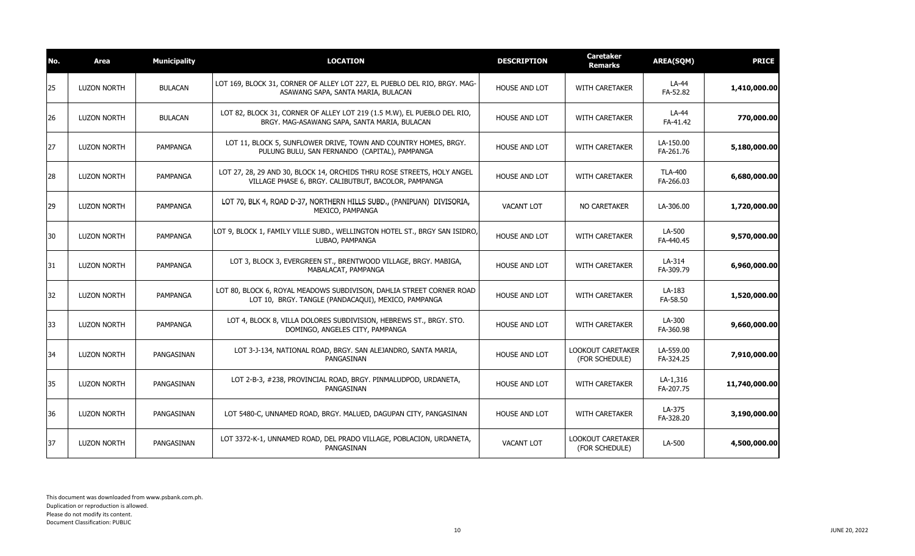| No. | Area | Municipality | LOCATION | DESCRIPTION | Caretaker Remarks | AREA(SQM) | PRICE |
|---|---|---|---|---|---|---|---|
| 25 | LUZON NORTH | BULACAN | LOT 169, BLOCK 31, CORNER OF ALLEY LOT 227, EL PUEBLO DEL RIO, BRGY. MAG-ASAWANG SAPA, SANTA MARIA, BULACAN | HOUSE AND LOT | WITH CARETAKER | LA-44 FA-52.82 | **1,410,000.00** |
| 26 | LUZON NORTH | BULACAN | LOT 82, BLOCK 31, CORNER OF ALLEY LOT 219 (1.5 M.W), EL PUEBLO DEL RIO, BRGY. MAG-ASAWANG SAPA, SANTA MARIA, BULACAN | HOUSE AND LOT | WITH CARETAKER | LA-44 FA-41.42 | **770,000.00** |
| 27 | LUZON NORTH | PAMPANGA | LOT 11, BLOCK 5, SUNFLOWER DRIVE, TOWN AND COUNTRY HOMES, BRGY. PULUNG BULU, SAN FERNANDO (CAPITAL), PAMPANGA | HOUSE AND LOT | WITH CARETAKER | LA-150.00 FA-261.76 | **5,180,000.00** |
| 28 | LUZON NORTH | PAMPANGA | LOT 27, 28, 29 AND 30, BLOCK 14, ORCHIDS THRU ROSE STREETS, HOLY ANGEL VILLAGE PHASE 6, BRGY. CALIBUTBUT, BACOLOR, PAMPANGA | HOUSE AND LOT | WITH CARETAKER | TLA-400 FA-266.03 | **6,680,000.00** |
| 29 | LUZON NORTH | PAMPANGA | LOT 70, BLK 4, ROAD D-37, NORTHERN HILLS SUBD., (PANIPUAN) DIVISORIA, MEXICO, PAMPANGA | VACANT LOT | NO CARETAKER | LA-306.00 | **1,720,000.00** |
| 30 | LUZON NORTH | PAMPANGA | LOT 9, BLOCK 1, FAMILY VILLE SUBD., WELLINGTON HOTEL ST., BRGY SAN ISIDRO, LUBAO, PAMPANGA | HOUSE AND LOT | WITH CARETAKER | LA-500 FA-440.45 | **9,570,000.00** |
| 31 | LUZON NORTH | PAMPANGA | LOT 3, BLOCK 3, EVERGREEN ST., BRENTWOOD VILLAGE, BRGY. MABIGA, MABALACAT, PAMPANGA | HOUSE AND LOT | WITH CARETAKER | LA-314 FA-309.79 | **6,960,000.00** |
| 32 | LUZON NORTH | PAMPANGA | LOT 80, BLOCK 6, ROYAL MEADOWS SUBDIVISON, DAHLIA STREET CORNER ROAD LOT 10, BRGY. TANGLE (PANDACAQUI), MEXICO, PAMPANGA | HOUSE AND LOT | WITH CARETAKER | LA-183 FA-58.50 | **1,520,000.00** |
| 33 | LUZON NORTH | PAMPANGA | LOT 4, BLOCK 8, VILLA DOLORES SUBDIVISION, HEBREWS ST., BRGY. STO. DOMINGO, ANGELES CITY, PAMPANGA | HOUSE AND LOT | WITH CARETAKER | LA-300 FA-360.98 | **9,660,000.00** |
| 34 | LUZON NORTH | PANGASINAN | LOT 3-J-134, NATIONAL ROAD, BRGY. SAN ALEJANDRO, SANTA MARIA, PANGASINAN | HOUSE AND LOT | LOOKOUT CARETAKER (FOR SCHEDULE) | LA-559.00 FA-324.25 | **7,910,000.00** |
| 35 | LUZON NORTH | PANGASINAN | LOT 2-B-3, #238, PROVINCIAL ROAD, BRGY. PINMALUDPOD, URDANETA, PANGASINAN | HOUSE AND LOT | WITH CARETAKER | LA-1,316 FA-207.75 | **11,740,000.00** |
| 36 | LUZON NORTH | PANGASINAN | LOT 5480-C, UNNAMED ROAD, BRGY. MALUED, DAGUPAN CITY, PANGASINAN | HOUSE AND LOT | WITH CARETAKER | LA-375 FA-328.20 | **3,190,000.00** |
| 37 | LUZON NORTH | PANGASINAN | LOT 3372-K-1, UNNAMED ROAD, DEL PRADO VILLAGE, POBLACION, URDANETA, PANGASINAN | VACANT LOT | LOOKOUT CARETAKER (FOR SCHEDULE) | LA-500 | **4,500,000.00** |

This document was downloaded from www.psbank.com.ph.
Duplication or reproduction is allowed.
Please do not modify its content.
Document Classification: PUBLIC

JUNE 20, 2022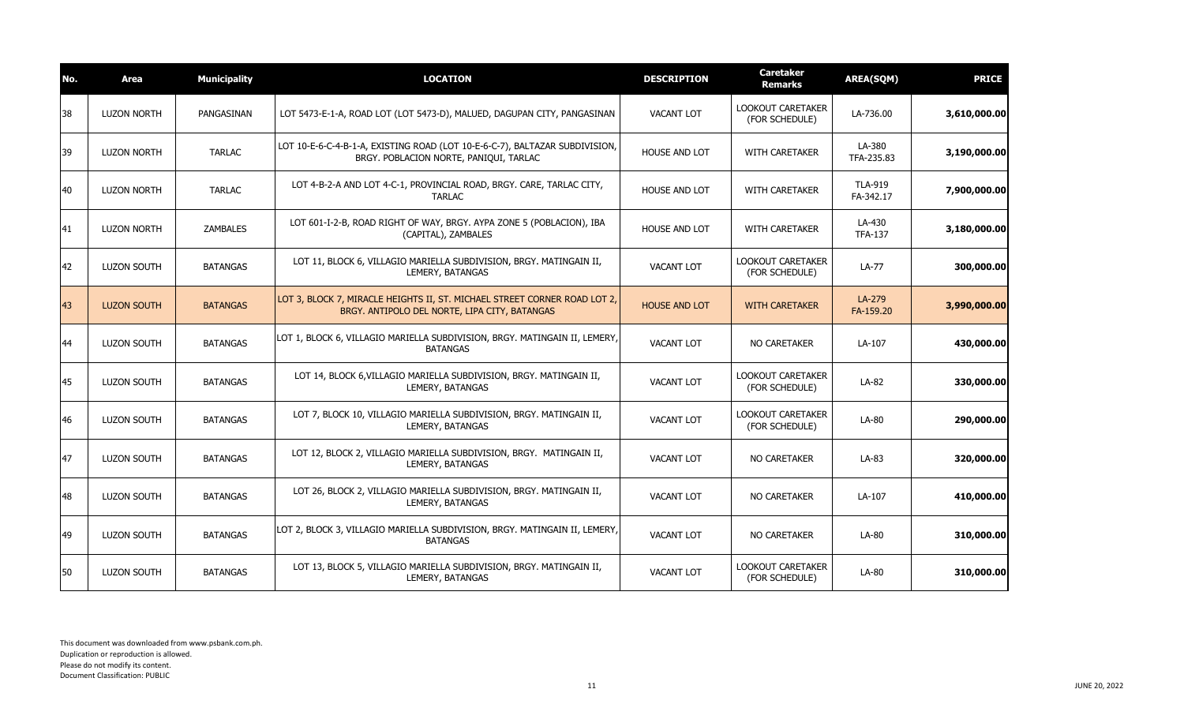| No. | Area | Municipality | LOCATION | DESCRIPTION | Caretaker Remarks | AREA(SQM) | PRICE |
|---|---|---|---|---|---|---|---|
| 38 | LUZON NORTH | PANGASINAN | LOT 5473-E-1-A, ROAD LOT (LOT 5473-D), MALUED, DAGUPAN CITY, PANGASINAN | VACANT LOT | LOOKOUT CARETAKER (FOR SCHEDULE) | LA-736.00 | **3,610,000.00** |
| 39 | LUZON NORTH | TARLAC | LOT 10-E-6-C-4-B-1-A, EXISTING ROAD (LOT 10-E-6-C-7), BALTAZAR SUBDIVISION, BRGY. POBLACION NORTE, PANIQUI, TARLAC | HOUSE AND LOT | WITH CARETAKER | LA-380 TFA-235.83 | **3,190,000.00** |
| 40 | LUZON NORTH | TARLAC | LOT 4-B-2-A AND LOT 4-C-1, PROVINCIAL ROAD, BRGY. CARE, TARLAC CITY, TARLAC | HOUSE AND LOT | WITH CARETAKER | TLA-919 FA-342.17 | **7,900,000.00** |
| 41 | LUZON NORTH | ZAMBALES | LOT 601-I-2-B, ROAD RIGHT OF WAY, BRGY. AYPA ZONE 5 (POBLACION), IBA (CAPITAL), ZAMBALES | HOUSE AND LOT | WITH CARETAKER | LA-430 TFA-137 | **3,180,000.00** |
| 42 | LUZON SOUTH | BATANGAS | LOT 11, BLOCK 6, VILLAGIO MARIELLA SUBDIVISION, BRGY. MATINGAIN II, LEMERY, BATANGAS | VACANT LOT | LOOKOUT CARETAKER (FOR SCHEDULE) | LA-77 | **300,000.00** |
| 43 | LUZON SOUTH | BATANGAS | LOT 3, BLOCK 7, MIRACLE HEIGHTS II, ST. MICHAEL STREET CORNER ROAD LOT 2, BRGY. ANTIPOLO DEL NORTE, LIPA CITY, BATANGAS | HOUSE AND LOT | WITH CARETAKER | LA-279 FA-159.20 | **3,990,000.00** |
| 44 | LUZON SOUTH | BATANGAS | LOT 1, BLOCK 6, VILLAGIO MARIELLA SUBDIVISION, BRGY. MATINGAIN II, LEMERY, BATANGAS | VACANT LOT | NO CARETAKER | LA-107 | **430,000.00** |
| 45 | LUZON SOUTH | BATANGAS | LOT 14, BLOCK 6,VILLAGIO MARIELLA SUBDIVISION, BRGY. MATINGAIN II, LEMERY, BATANGAS | VACANT LOT | LOOKOUT CARETAKER (FOR SCHEDULE) | LA-82 | **330,000.00** |
| 46 | LUZON SOUTH | BATANGAS | LOT 7, BLOCK 10, VILLAGIO MARIELLA SUBDIVISION, BRGY. MATINGAIN II, LEMERY, BATANGAS | VACANT LOT | LOOKOUT CARETAKER (FOR SCHEDULE) | LA-80 | **290,000.00** |
| 47 | LUZON SOUTH | BATANGAS | LOT 12, BLOCK 2, VILLAGIO MARIELLA SUBDIVISION, BRGY. MATINGAIN II, LEMERY, BATANGAS | VACANT LOT | NO CARETAKER | LA-83 | **320,000.00** |
| 48 | LUZON SOUTH | BATANGAS | LOT 26, BLOCK 2, VILLAGIO MARIELLA SUBDIVISION, BRGY. MATINGAIN II, LEMERY, BATANGAS | VACANT LOT | NO CARETAKER | LA-107 | **410,000.00** |
| 49 | LUZON SOUTH | BATANGAS | LOT 2, BLOCK 3, VILLAGIO MARIELLA SUBDIVISION, BRGY. MATINGAIN II, LEMERY, BATANGAS | VACANT LOT | NO CARETAKER | LA-80 | **310,000.00** |
| 50 | LUZON SOUTH | BATANGAS | LOT 13, BLOCK 5, VILLAGIO MARIELLA SUBDIVISION, BRGY. MATINGAIN II, LEMERY, BATANGAS | VACANT LOT | LOOKOUT CARETAKER (FOR SCHEDULE) | LA-80 | **310,000.00** |

This document was downloaded from www.psbank.com.ph.
Duplication or reproduction is allowed.
Please do not modify its content.
Document Classification: PUBLIC

JUNE 20, 2022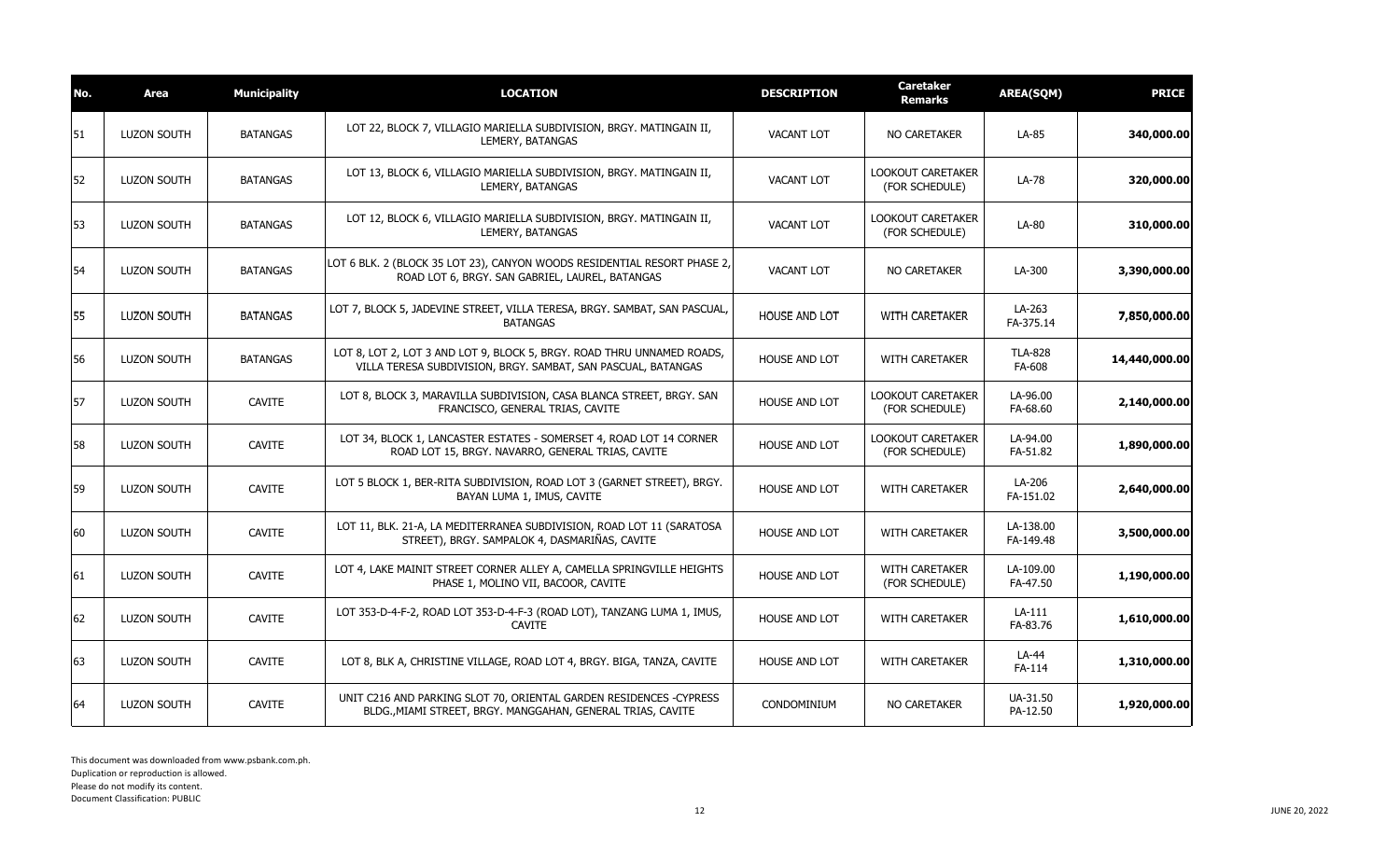| No. | Area | Municipality | LOCATION | DESCRIPTION | Caretaker Remarks | AREA(SQM) | PRICE |
|---|---|---|---|---|---|---|---|
| 51 | LUZON SOUTH | BATANGAS | LOT 22, BLOCK 7, VILLAGIO MARIELLA SUBDIVISION, BRGY. MATINGAIN II, LEMERY, BATANGAS | VACANT LOT | NO CARETAKER | LA-85 | **340,000.00** |
| 52 | LUZON SOUTH | BATANGAS | LOT 13, BLOCK 6, VILLAGIO MARIELLA SUBDIVISION, BRGY. MATINGAIN II, LEMERY, BATANGAS | VACANT LOT | LOOKOUT CARETAKER (FOR SCHEDULE) | LA-78 | **320,000.00** |
| 53 | LUZON SOUTH | BATANGAS | LOT 12, BLOCK 6, VILLAGIO MARIELLA SUBDIVISION, BRGY. MATINGAIN II, LEMERY, BATANGAS | VACANT LOT | LOOKOUT CARETAKER (FOR SCHEDULE) | LA-80 | **310,000.00** |
| 54 | LUZON SOUTH | BATANGAS | LOT 6 BLK. 2 (BLOCK 35 LOT 23), CANYON WOODS RESIDENTIAL RESORT PHASE 2, ROAD LOT 6, BRGY. SAN GABRIEL, LAUREL, BATANGAS | VACANT LOT | NO CARETAKER | LA-300 | **3,390,000.00** |
| 55 | LUZON SOUTH | BATANGAS | LOT 7, BLOCK 5, JADEVINE STREET, VILLA TERESA, BRGY. SAMBAT, SAN PASCUAL, BATANGAS | HOUSE AND LOT | WITH CARETAKER | LA-263 FA-375.14 | **7,850,000.00** |
| 56 | LUZON SOUTH | BATANGAS | LOT 8, LOT 2, LOT 3 AND LOT 9, BLOCK 5, BRGY. ROAD THRU UNNAMED ROADS, VILLA TERESA SUBDIVISION, BRGY. SAMBAT, SAN PASCUAL, BATANGAS | HOUSE AND LOT | WITH CARETAKER | TLA-828 FA-608 | **14,440,000.00** |
| 57 | LUZON SOUTH | CAVITE | LOT 8, BLOCK 3, MARAVILLA SUBDIVISION, CASA BLANCA STREET, BRGY. SAN FRANCISCO, GENERAL TRIAS, CAVITE | HOUSE AND LOT | LOOKOUT CARETAKER (FOR SCHEDULE) | LA-96.00 FA-68.60 | **2,140,000.00** |
| 58 | LUZON SOUTH | CAVITE | LOT 34, BLOCK 1, LANCASTER ESTATES - SOMERSET 4, ROAD LOT 14 CORNER ROAD LOT 15, BRGY. NAVARRO, GENERAL TRIAS, CAVITE | HOUSE AND LOT | LOOKOUT CARETAKER (FOR SCHEDULE) | LA-94.00 FA-51.82 | **1,890,000.00** |
| 59 | LUZON SOUTH | CAVITE | LOT 5 BLOCK 1, BER-RITA SUBDIVISION, ROAD LOT 3 (GARNET STREET), BRGY. BAYAN LUMA 1, IMUS, CAVITE | HOUSE AND LOT | WITH CARETAKER | LA-206 FA-151.02 | **2,640,000.00** |
| 60 | LUZON SOUTH | CAVITE | LOT 11, BLK. 21-A, LA MEDITERRANEA SUBDIVISION, ROAD LOT 11 (SARATOSA STREET), BRGY. SAMPALOK 4, DASMARIÑAS, CAVITE | HOUSE AND LOT | WITH CARETAKER | LA-138.00 FA-149.48 | **3,500,000.00** |
| 61 | LUZON SOUTH | CAVITE | LOT 4, LAKE MAINIT STREET CORNER ALLEY A, CAMELLA SPRINGVILLE HEIGHTS PHASE 1, MOLINO VII, BACOOR, CAVITE | HOUSE AND LOT | WITH CARETAKER (FOR SCHEDULE) | LA-109.00 FA-47.50 | **1,190,000.00** |
| 62 | LUZON SOUTH | CAVITE | LOT 353-D-4-F-2, ROAD LOT 353-D-4-F-3 (ROAD LOT), TANZANG LUMA 1, IMUS, CAVITE | HOUSE AND LOT | WITH CARETAKER | LA-111 FA-83.76 | **1,610,000.00** |
| 63 | LUZON SOUTH | CAVITE | LOT 8, BLK A, CHRISTINE VILLAGE, ROAD LOT 4, BRGY. BIGA, TANZA, CAVITE | HOUSE AND LOT | WITH CARETAKER | LA-44 FA-114 | **1,310,000.00** |
| 64 | LUZON SOUTH | CAVITE | UNIT C216 AND PARKING SLOT 70, ORIENTAL GARDEN RESIDENCES -CYPRESS BLDG.,MIAMI STREET, BRGY. MANGGAHAN, GENERAL TRIAS, CAVITE | CONDOMINIUM | NO CARETAKER | UA-31.50 PA-12.50 | **1,920,000.00** |

This document was downloaded from www.psbank.com.ph.
Duplication or reproduction is allowed.
Please do not modify its content.
Document Classification: PUBLIC

JUNE 20, 2022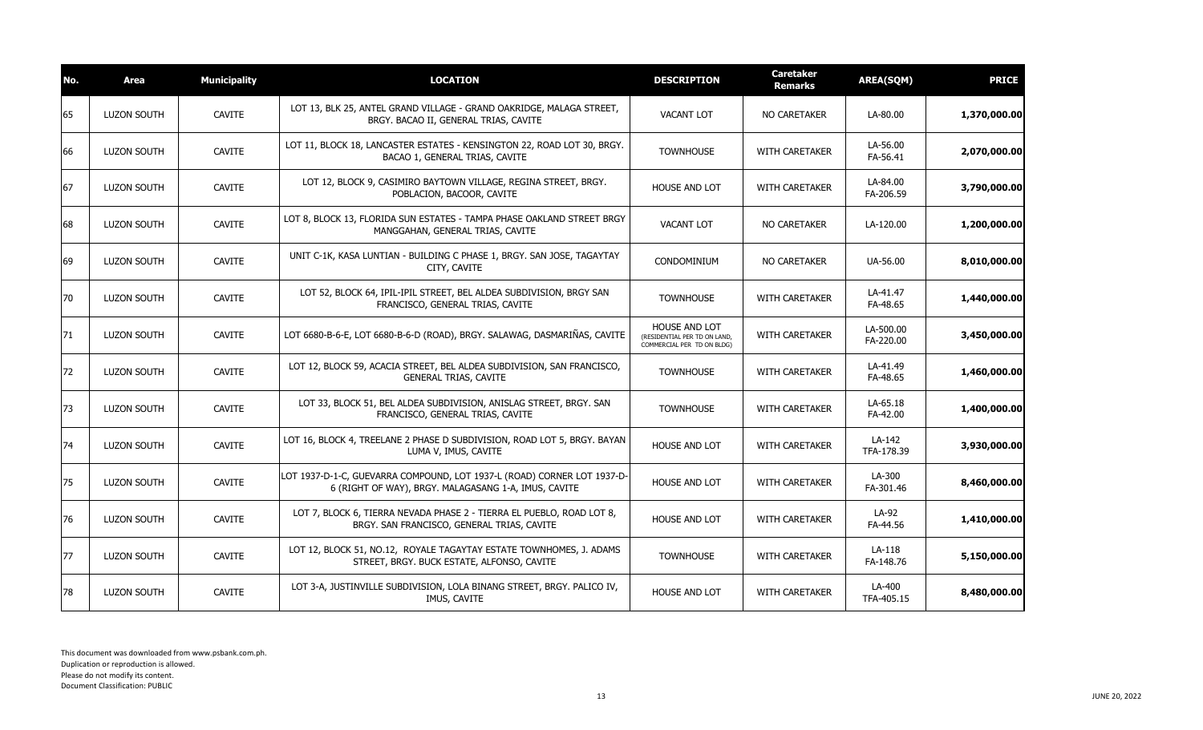| No. | Area | Municipality | LOCATION | DESCRIPTION | Caretaker Remarks | AREA(SQM) | PRICE |
|---|---|---|---|---|---|---|---|
| 65 | LUZON SOUTH | CAVITE | LOT 13, BLK 25, ANTEL GRAND VILLAGE - GRAND OAKRIDGE, MALAGA STREET, BRGY. BACAO II, GENERAL TRIAS, CAVITE | VACANT LOT | NO CARETAKER | LA-80.00 | **1,370,000.00** |
| 66 | LUZON SOUTH | CAVITE | LOT 11, BLOCK 18, LANCASTER ESTATES - KENSINGTON 22, ROAD LOT 30, BRGY. BACAO 1, GENERAL TRIAS, CAVITE | TOWNHOUSE | WITH CARETAKER | LA-56.00 FA-56.41 | **2,070,000.00** |
| 67 | LUZON SOUTH | CAVITE | LOT 12, BLOCK 9, CASIMIRO BAYTOWN VILLAGE, REGINA STREET, BRGY. POBLACION, BACOOR, CAVITE | HOUSE AND LOT | WITH CARETAKER | LA-84.00 FA-206.59 | **3,790,000.00** |
| 68 | LUZON SOUTH | CAVITE | LOT 8, BLOCK 13, FLORIDA SUN ESTATES - TAMPA PHASE OAKLAND STREET BRGY MANGGAHAN, GENERAL TRIAS, CAVITE | VACANT LOT | NO CARETAKER | LA-120.00 | **1,200,000.00** |
| 69 | LUZON SOUTH | CAVITE | UNIT C-1K, KASA LUNTIAN - BUILDING C PHASE 1, BRGY. SAN JOSE, TAGAYTAY CITY, CAVITE | CONDOMINIUM | NO CARETAKER | UA-56.00 | **8,010,000.00** |
| 70 | LUZON SOUTH | CAVITE | LOT 52, BLOCK 64, IPIL-IPIL STREET, BEL ALDEA SUBDIVISION, BRGY SAN FRANCISCO, GENERAL TRIAS, CAVITE | TOWNHOUSE | WITH CARETAKER | LA-41.47 FA-48.65 | **1,440,000.00** |
| 71 | LUZON SOUTH | CAVITE | LOT 6680-B-6-E, LOT 6680-B-6-D (ROAD), BRGY. SALAWAG, DASMARIÑAS, CAVITE | HOUSE AND LOT (RESIDENTIAL PER TD ON LAND, COMMERCIAL PER TD ON BLDG) | WITH CARETAKER | LA-500.00 FA-220.00 | **3,450,000.00** |
| 72 | LUZON SOUTH | CAVITE | LOT 12, BLOCK 59, ACACIA STREET, BEL ALDEA SUBDIVISION, SAN FRANCISCO, GENERAL TRIAS, CAVITE | TOWNHOUSE | WITH CARETAKER | LA-41.49 FA-48.65 | **1,460,000.00** |
| 73 | LUZON SOUTH | CAVITE | LOT 33, BLOCK 51, BEL ALDEA SUBDIVISION, ANISLAG STREET, BRGY. SAN FRANCISCO, GENERAL TRIAS, CAVITE | TOWNHOUSE | WITH CARETAKER | LA-65.18 FA-42.00 | **1,400,000.00** |
| 74 | LUZON SOUTH | CAVITE | LOT 16, BLOCK 4, TREELANE 2 PHASE D SUBDIVISION, ROAD LOT 5, BRGY. BAYAN LUMA V, IMUS, CAVITE | HOUSE AND LOT | WITH CARETAKER | LA-142 TFA-178.39 | **3,930,000.00** |
| 75 | LUZON SOUTH | CAVITE | LOT 1937-D-1-C, GUEVARRA COMPOUND, LOT 1937-L (ROAD) CORNER LOT 1937-D-6 (RIGHT OF WAY), BRGY. MALAGASANG 1-A, IMUS, CAVITE | HOUSE AND LOT | WITH CARETAKER | LA-300 FA-301.46 | **8,460,000.00** |
| 76 | LUZON SOUTH | CAVITE | LOT 7, BLOCK 6, TIERRA NEVADA PHASE 2 - TIERRA EL PUEBLO, ROAD LOT 8, BRGY. SAN FRANCISCO, GENERAL TRIAS, CAVITE | HOUSE AND LOT | WITH CARETAKER | LA-92 FA-44.56 | **1,410,000.00** |
| 77 | LUZON SOUTH | CAVITE | LOT 12, BLOCK 51, NO.12, ROYALE TAGAYTAY ESTATE TOWNHOMES, J. ADAMS STREET, BRGY. BUCK ESTATE, ALFONSO, CAVITE | TOWNHOUSE | WITH CARETAKER | LA-118 FA-148.76 | **5,150,000.00** |
| 78 | LUZON SOUTH | CAVITE | LOT 3-A, JUSTINVILLE SUBDIVISION, LOLA BINANG STREET, BRGY. PALICO IV, IMUS, CAVITE | HOUSE AND LOT | WITH CARETAKER | LA-400 TFA-405.15 | **8,480,000.00** |

This document was downloaded from www.psbank.com.ph.
Duplication or reproduction is allowed.
Please do not modify its content.
Document Classification: PUBLIC

JUNE 20, 2022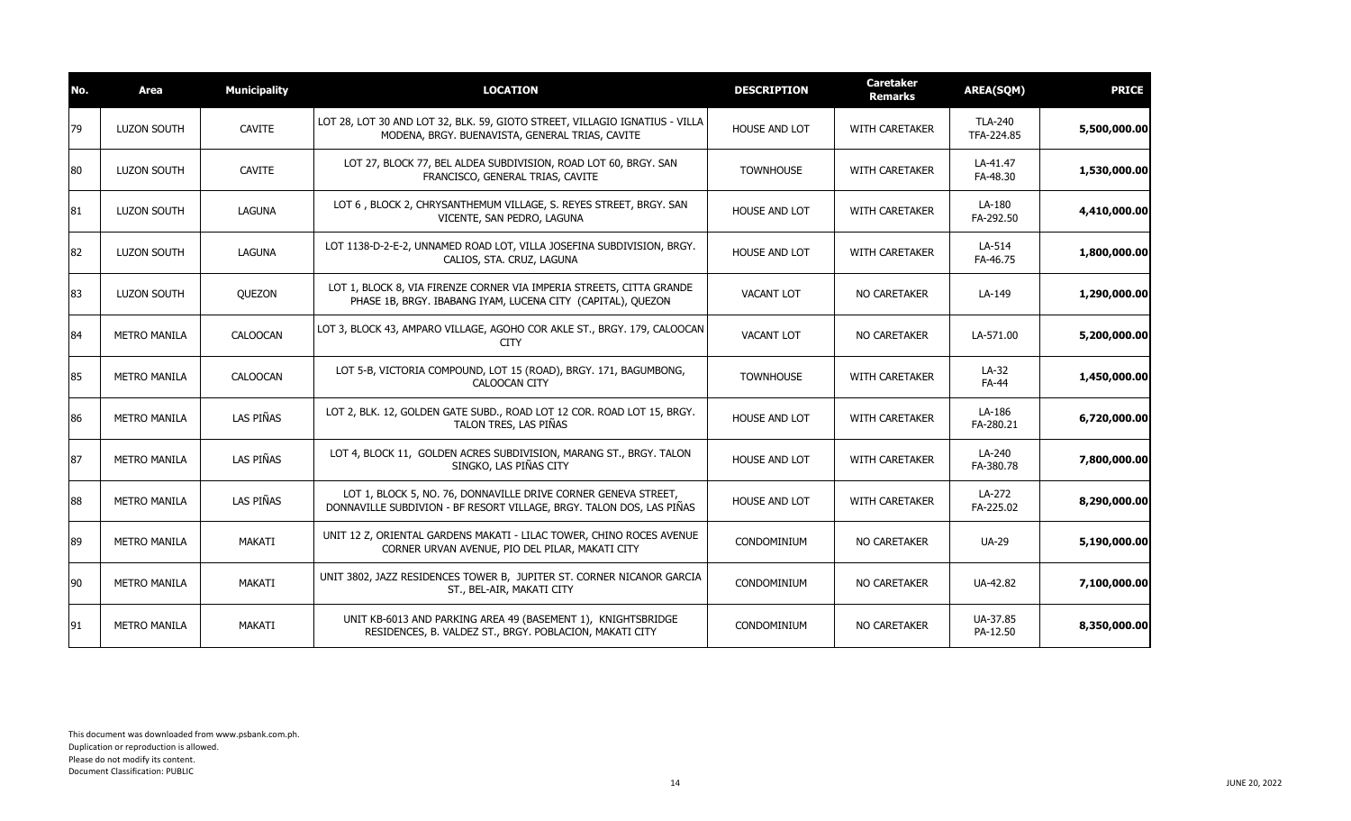| No. | Area | Municipality | LOCATION | DESCRIPTION | Caretaker Remarks | AREA(SQM) | PRICE |
|---|---|---|---|---|---|---|---|
| 79 | LUZON SOUTH | CAVITE | LOT 28, LOT 30 AND LOT 32, BLK. 59, GIOTO STREET, VILLAGIO IGNATIUS - VILLA MODENA, BRGY. BUENAVISTA, GENERAL TRIAS, CAVITE | HOUSE AND LOT | WITH CARETAKER | TLA-240 TFA-224.85 | 5,500,000.00 |
| 80 | LUZON SOUTH | CAVITE | LOT 27, BLOCK 77, BEL ALDEA SUBDIVISION, ROAD LOT 60, BRGY. SAN FRANCISCO, GENERAL TRIAS, CAVITE | TOWNHOUSE | WITH CARETAKER | LA-41.47 FA-48.30 | 1,530,000.00 |
| 81 | LUZON SOUTH | LAGUNA | LOT 6 , BLOCK 2, CHRYSANTHEMUM VILLAGE, S. REYES STREET, BRGY. SAN VICENTE, SAN PEDRO, LAGUNA | HOUSE AND LOT | WITH CARETAKER | LA-180 FA-292.50 | 4,410,000.00 |
| 82 | LUZON SOUTH | LAGUNA | LOT 1138-D-2-E-2, UNNAMED ROAD LOT, VILLA JOSEFINA SUBDIVISION, BRGY. CALIOS, STA. CRUZ, LAGUNA | HOUSE AND LOT | WITH CARETAKER | LA-514 FA-46.75 | 1,800,000.00 |
| 83 | LUZON SOUTH | QUEZON | LOT 1, BLOCK 8, VIA FIRENZE CORNER VIA IMPERIA STREETS, CITTA GRANDE PHASE 1B, BRGY. IBABANG IYAM, LUCENA CITY (CAPITAL), QUEZON | VACANT LOT | NO CARETAKER | LA-149 | 1,290,000.00 |
| 84 | METRO MANILA | CALOOCAN | LOT 3, BLOCK 43, AMPARO VILLAGE, AGOHO COR AKLE ST., BRGY. 179, CALOOCAN CITY | VACANT LOT | NO CARETAKER | LA-571.00 | 5,200,000.00 |
| 85 | METRO MANILA | CALOOCAN | LOT 5-B, VICTORIA COMPOUND, LOT 15 (ROAD), BRGY. 171, BAGUMBONG, CALOOCAN CITY | TOWNHOUSE | WITH CARETAKER | LA-32 FA-44 | 1,450,000.00 |
| 86 | METRO MANILA | LAS PIÑAS | LOT 2, BLK. 12, GOLDEN GATE SUBD., ROAD LOT 12 COR. ROAD LOT 15, BRGY. TALON TRES, LAS PIÑAS | HOUSE AND LOT | WITH CARETAKER | LA-186 FA-280.21 | 6,720,000.00 |
| 87 | METRO MANILA | LAS PIÑAS | LOT 4, BLOCK 11, GOLDEN ACRES SUBDIVISION, MARANG ST., BRGY. TALON SINGKO, LAS PIÑAS CITY | HOUSE AND LOT | WITH CARETAKER | LA-240 FA-380.78 | 7,800,000.00 |
| 88 | METRO MANILA | LAS PIÑAS | LOT 1, BLOCK 5, NO. 76, DONNAVILLE DRIVE CORNER GENEVA STREET, DONNAVILLE SUBDIVION - BF RESORT VILLAGE, BRGY. TALON DOS, LAS PIÑAS | HOUSE AND LOT | WITH CARETAKER | LA-272 FA-225.02 | 8,290,000.00 |
| 89 | METRO MANILA | MAKATI | UNIT 12 Z, ORIENTAL GARDENS MAKATI - LILAC TOWER, CHINO ROCES AVENUE CORNER URVAN AVENUE, PIO DEL PILAR, MAKATI CITY | CONDOMINIUM | NO CARETAKER | UA-29 | 5,190,000.00 |
| 90 | METRO MANILA | MAKATI | UNIT 3802, JAZZ RESIDENCES TOWER B, JUPITER ST. CORNER NICANOR GARCIA ST., BEL-AIR, MAKATI CITY | CONDOMINIUM | NO CARETAKER | UA-42.82 | 7,100,000.00 |
| 91 | METRO MANILA | MAKATI | UNIT KB-6013 AND PARKING AREA 49 (BASEMENT 1), KNIGHTSBRIDGE RESIDENCES, B. VALDEZ ST., BRGY. POBLACION, MAKATI CITY | CONDOMINIUM | NO CARETAKER | UA-37.85 PA-12.50 | 8,350,000.00 |

This document was downloaded from www.psbank.com.ph.
Duplication or reproduction is allowed.
Please do not modify its content.
Document Classification: PUBLIC

JUNE 20, 2022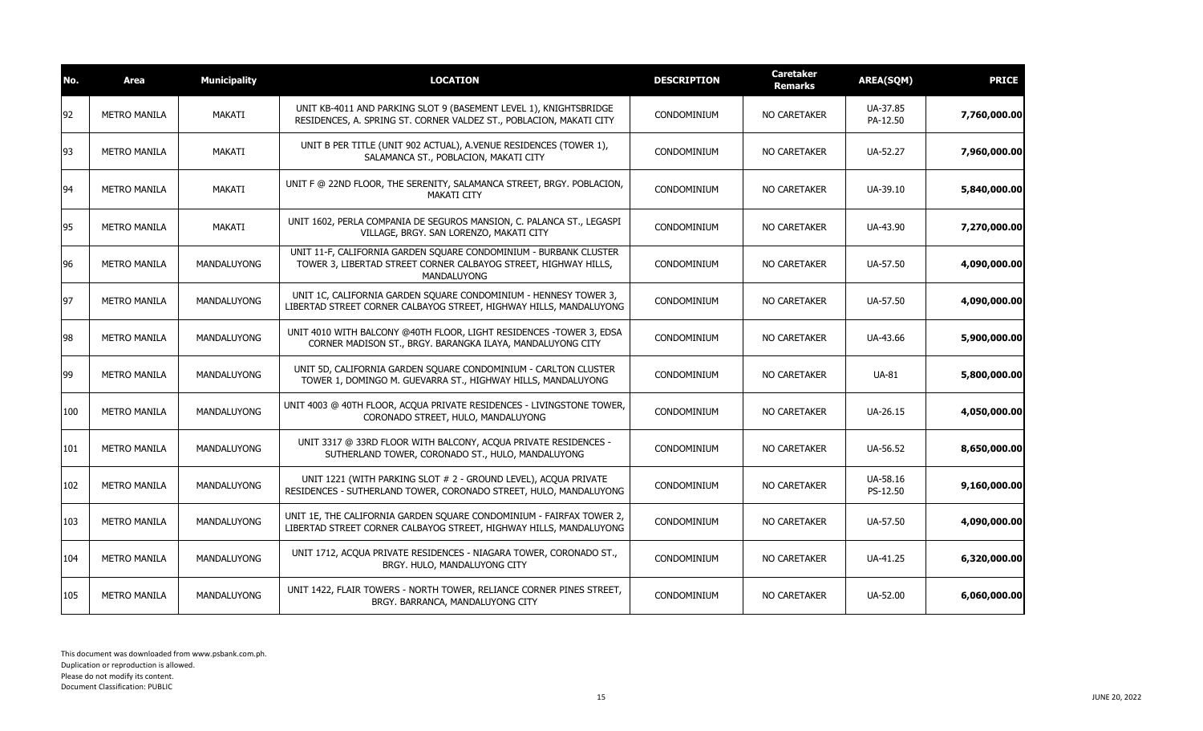| No. | Area | Municipality | LOCATION | DESCRIPTION | Caretaker Remarks | AREA(SQM) | PRICE |
|---|---|---|---|---|---|---|---|
| 92 | METRO MANILA | MAKATI | UNIT KB-4011 AND PARKING SLOT 9 (BASEMENT LEVEL 1), KNIGHTSBRIDGE RESIDENCES, A. SPRING ST. CORNER VALDEZ ST., POBLACION, MAKATI CITY | CONDOMINIUM | NO CARETAKER | UA-37.85 PA-12.50 | 7,760,000.00 |
| 93 | METRO MANILA | MAKATI | UNIT B PER TITLE (UNIT 902 ACTUAL), A.VENUE RESIDENCES (TOWER 1), SALAMANCA ST., POBLACION, MAKATI CITY | CONDOMINIUM | NO CARETAKER | UA-52.27 | 7,960,000.00 |
| 94 | METRO MANILA | MAKATI | UNIT F @ 22ND FLOOR, THE SERENITY, SALAMANCA STREET, BRGY. POBLACION, MAKATI CITY | CONDOMINIUM | NO CARETAKER | UA-39.10 | 5,840,000.00 |
| 95 | METRO MANILA | MAKATI | UNIT 1602, PERLA COMPANIA DE SEGUROS MANSION, C. PALANCA ST., LEGASPI VILLAGE, BRGY. SAN LORENZO, MAKATI CITY | CONDOMINIUM | NO CARETAKER | UA-43.90 | 7,270,000.00 |
| 96 | METRO MANILA | MANDALUYONG | UNIT 11-F, CALIFORNIA GARDEN SQUARE CONDOMINIUM - BURBANK CLUSTER TOWER 3, LIBERTAD STREET CORNER CALBAYOG STREET, HIGHWAY HILLS, MANDALUYONG | CONDOMINIUM | NO CARETAKER | UA-57.50 | 4,090,000.00 |
| 97 | METRO MANILA | MANDALUYONG | UNIT 1C, CALIFORNIA GARDEN SQUARE CONDOMINIUM - HENNESY TOWER 3, LIBERTAD STREET CORNER CALBAYOG STREET, HIGHWAY HILLS, MANDALUYONG | CONDOMINIUM | NO CARETAKER | UA-57.50 | 4,090,000.00 |
| 98 | METRO MANILA | MANDALUYONG | UNIT 4010 WITH BALCONY @40TH FLOOR, LIGHT RESIDENCES -TOWER 3, EDSA CORNER MADISON ST., BRGY. BARANGKA ILAYA, MANDALUYONG CITY | CONDOMINIUM | NO CARETAKER | UA-43.66 | 5,900,000.00 |
| 99 | METRO MANILA | MANDALUYONG | UNIT 5D, CALIFORNIA GARDEN SQUARE CONDOMINIUM - CARLTON CLUSTER TOWER 1, DOMINGO M. GUEVARRA ST., HIGHWAY HILLS, MANDALUYONG | CONDOMINIUM | NO CARETAKER | UA-81 | 5,800,000.00 |
| 100 | METRO MANILA | MANDALUYONG | UNIT 4003 @ 40TH FLOOR, ACQUA PRIVATE RESIDENCES - LIVINGSTONE TOWER, CORONADO STREET, HULO, MANDALUYONG | CONDOMINIUM | NO CARETAKER | UA-26.15 | 4,050,000.00 |
| 101 | METRO MANILA | MANDALUYONG | UNIT 3317 @ 33RD FLOOR WITH BALCONY, ACQUA PRIVATE RESIDENCES - SUTHERLAND TOWER, CORONADO ST., HULO, MANDALUYONG | CONDOMINIUM | NO CARETAKER | UA-56.52 | 8,650,000.00 |
| 102 | METRO MANILA | MANDALUYONG | UNIT 1221 (WITH PARKING SLOT # 2 - GROUND LEVEL), ACQUA PRIVATE RESIDENCES - SUTHERLAND TOWER, CORONADO STREET, HULO, MANDALUYONG | CONDOMINIUM | NO CARETAKER | UA-58.16 PS-12.50 | 9,160,000.00 |
| 103 | METRO MANILA | MANDALUYONG | UNIT 1E, THE CALIFORNIA GARDEN SQUARE CONDOMINIUM - FAIRFAX TOWER 2, LIBERTAD STREET CORNER CALBAYOG STREET, HIGHWAY HILLS, MANDALUYONG | CONDOMINIUM | NO CARETAKER | UA-57.50 | 4,090,000.00 |
| 104 | METRO MANILA | MANDALUYONG | UNIT 1712, ACQUA PRIVATE RESIDENCES - NIAGARA TOWER, CORONADO ST., BRGY. HULO, MANDALUYONG CITY | CONDOMINIUM | NO CARETAKER | UA-41.25 | 6,320,000.00 |
| 105 | METRO MANILA | MANDALUYONG | UNIT 1422, FLAIR TOWERS - NORTH TOWER, RELIANCE CORNER PINES STREET, BRGY. BARRANCA, MANDALUYONG CITY | CONDOMINIUM | NO CARETAKER | UA-52.00 | 6,060,000.00 |

This document was downloaded from www.psbank.com.ph.
Duplication or reproduction is allowed.
Please do not modify its content.
Document Classification: PUBLIC

JUNE 20, 2022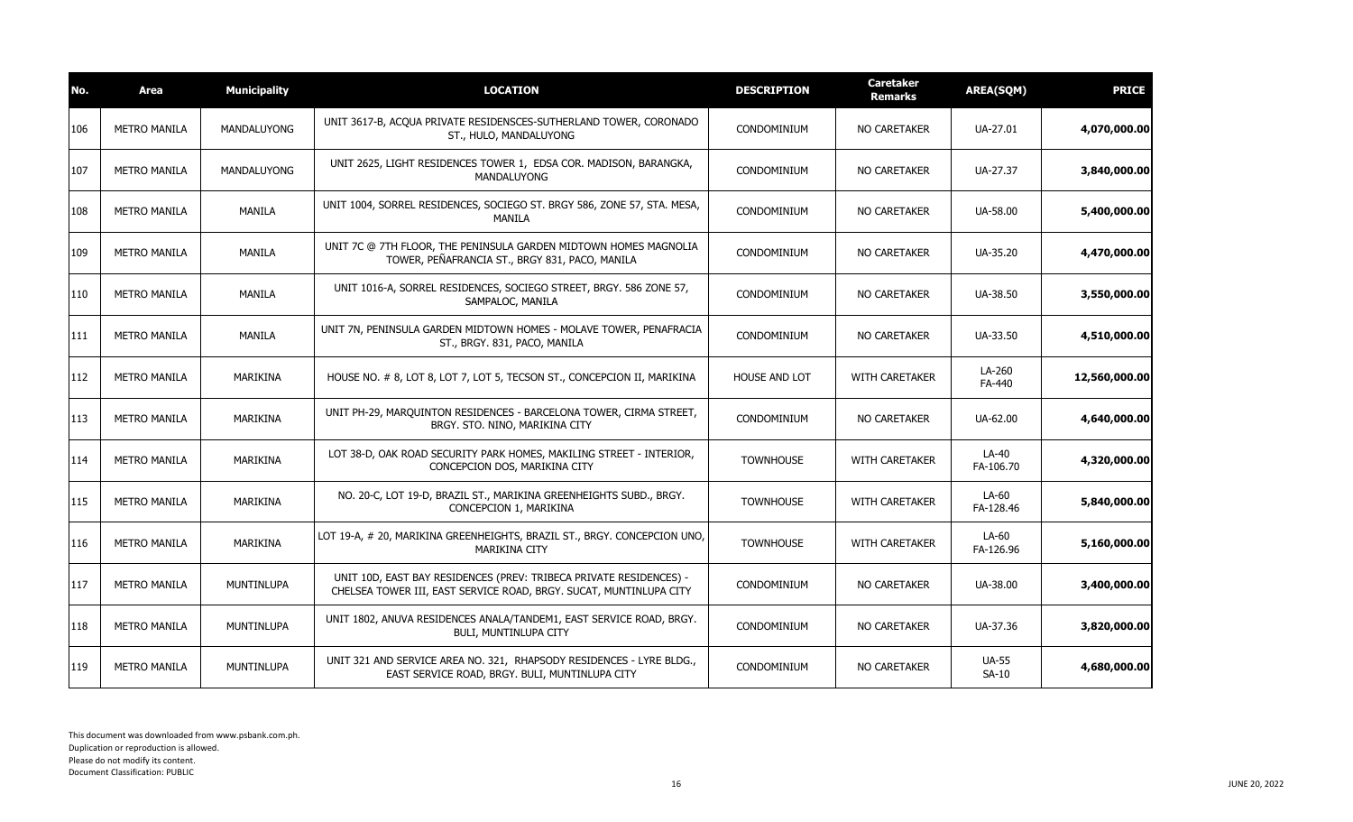| No. | Area | Municipality | LOCATION | DESCRIPTION | Caretaker Remarks | AREA(SQM) | PRICE |
|---|---|---|---|---|---|---|---|
| 106 | METRO MANILA | MANDALUYONG | UNIT 3617-B, ACQUA PRIVATE RESIDENSCES-SUTHERLAND TOWER, CORONADO ST., HULO, MANDALUYONG | CONDOMINIUM | NO CARETAKER | UA-27.01 | **4,070,000.00** |
| 107 | METRO MANILA | MANDALUYONG | UNIT 2625, LIGHT RESIDENCES TOWER 1, EDSA COR. MADISON, BARANGKA, MANDALUYONG | CONDOMINIUM | NO CARETAKER | UA-27.37 | **3,840,000.00** |
| 108 | METRO MANILA | MANILA | UNIT 1004, SORREL RESIDENCES, SOCIEGO ST. BRGY 586, ZONE 57, STA. MESA, MANILA | CONDOMINIUM | NO CARETAKER | UA-58.00 | **5,400,000.00** |
| 109 | METRO MANILA | MANILA | UNIT 7C @ 7TH FLOOR, THE PENINSULA GARDEN MIDTOWN HOMES MAGNOLIA TOWER, PEÑAFRANCIA ST., BRGY 831, PACO, MANILA | CONDOMINIUM | NO CARETAKER | UA-35.20 | **4,470,000.00** |
| 110 | METRO MANILA | MANILA | UNIT 1016-A, SORREL RESIDENCES, SOCIEGO STREET, BRGY. 586 ZONE 57, SAMPALOC, MANILA | CONDOMINIUM | NO CARETAKER | UA-38.50 | **3,550,000.00** |
| 111 | METRO MANILA | MANILA | UNIT 7N, PENINSULA GARDEN MIDTOWN HOMES - MOLAVE TOWER, PENAFRACIA ST., BRGY. 831, PACO, MANILA | CONDOMINIUM | NO CARETAKER | UA-33.50 | **4,510,000.00** |
| 112 | METRO MANILA | MARIKINA | HOUSE NO. # 8, LOT 8, LOT 7, LOT 5, TECSON ST., CONCEPCION II, MARIKINA | HOUSE AND LOT | WITH CARETAKER | LA-260<br>FA-440 | **12,560,000.00** |
| 113 | METRO MANILA | MARIKINA | UNIT PH-29, MARQUINTON RESIDENCES - BARCELONA TOWER, CIRMA STREET, BRGY. STO. NINO, MARIKINA CITY | CONDOMINIUM | NO CARETAKER | UA-62.00 | **4,640,000.00** |
| 114 | METRO MANILA | MARIKINA | LOT 38-D, OAK ROAD SECURITY PARK HOMES, MAKILING STREET - INTERIOR, CONCEPCION DOS, MARIKINA CITY | TOWNHOUSE | WITH CARETAKER | LA-40<br>FA-106.70 | **4,320,000.00** |
| 115 | METRO MANILA | MARIKINA | NO. 20-C, LOT 19-D, BRAZIL ST., MARIKINA GREENHEIGHTS SUBD., BRGY. CONCEPCION 1, MARIKINA | TOWNHOUSE | WITH CARETAKER | LA-60<br>FA-128.46 | **5,840,000.00** |
| 116 | METRO MANILA | MARIKINA | LOT 19-A, # 20, MARIKINA GREENHEIGHTS, BRAZIL ST., BRGY. CONCEPCION UNO, MARIKINA CITY | TOWNHOUSE | WITH CARETAKER | LA-60<br>FA-126.96 | **5,160,000.00** |
| 117 | METRO MANILA | MUNTINLUPA | UNIT 10D, EAST BAY RESIDENCES (PREV: TRIBECA PRIVATE RESIDENCES) - CHELSEA TOWER III, EAST SERVICE ROAD, BRGY. SUCAT, MUNTINLUPA CITY | CONDOMINIUM | NO CARETAKER | UA-38.00 | **3,400,000.00** |
| 118 | METRO MANILA | MUNTINLUPA | UNIT 1802, ANUVA RESIDENCES ANALA/TANDEM1, EAST SERVICE ROAD, BRGY. BULI, MUNTINLUPA CITY | CONDOMINIUM | NO CARETAKER | UA-37.36 | **3,820,000.00** |
| 119 | METRO MANILA | MUNTINLUPA | UNIT 321 AND SERVICE AREA NO. 321, RHAPSODY RESIDENCES - LYRE BLDG., EAST SERVICE ROAD, BRGY. BULI, MUNTINLUPA CITY | CONDOMINIUM | NO CARETAKER | UA-55<br>SA-10 | **4,680,000.00** |

This document was downloaded from www.psbank.com.ph.
Duplication or reproduction is allowed.
Please do not modify its content.
Document Classification: PUBLIC

JUNE 20, 2022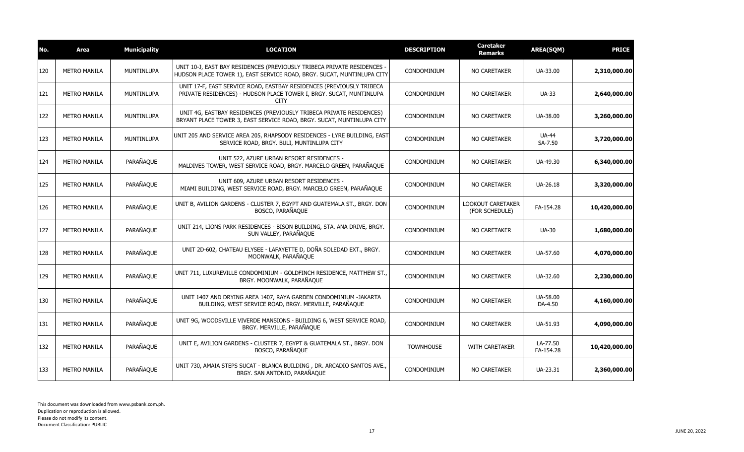| No. | Area | Municipality | LOCATION | DESCRIPTION | Caretaker Remarks | AREA(SQM) | PRICE |
|---|---|---|---|---|---|---|---|
| 120 | METRO MANILA | MUNTINLUPA | UNIT 10-J, EAST BAY RESIDENCES (PREVIOUSLY TRIBECA PRIVATE RESIDENCES - HUDSON PLACE TOWER 1), EAST SERVICE ROAD, BRGY. SUCAT, MUNTINLUPA CITY | CONDOMINIUM | NO CARETAKER | UA-33.00 | 2,310,000.00 |
| 121 | METRO MANILA | MUNTINLUPA | UNIT 17-F, EAST SERVICE ROAD, EASTBAY RESIDENCES (PREVIOUSLY TRIBECA PRIVATE RESIDENCES) - HUDSON PLACE TOWER I, BRGY. SUCAT, MUNTINLUPA CITY | CONDOMINIUM | NO CARETAKER | UA-33 | 2,640,000.00 |
| 122 | METRO MANILA | MUNTINLUPA | UNIT 4G, EASTBAY RESIDENCES (PREVIOUSLY TRIBECA PRIVATE RESIDENCES) BRYANT PLACE TOWER 3, EAST SERVICE ROAD, BRGY. SUCAT, MUNTINLUPA CITY | CONDOMINIUM | NO CARETAKER | UA-38.00 | 3,260,000.00 |
| 123 | METRO MANILA | MUNTINLUPA | UNIT 205 AND SERVICE AREA 205, RHAPSODY RESIDENCES - LYRE BUILDING, EAST SERVICE ROAD, BRGY. BULI, MUNTINLUPA CITY | CONDOMINIUM | NO CARETAKER | UA-44 SA-7.50 | 3,720,000.00 |
| 124 | METRO MANILA | PARAÑAQUE | UNIT 522, AZURE URBAN RESORT RESIDENCES - MALDIVES TOWER, WEST SERVICE ROAD, BRGY. MARCELO GREEN, PARAÑAQUE | CONDOMINIUM | NO CARETAKER | UA-49.30 | 6,340,000.00 |
| 125 | METRO MANILA | PARAÑAQUE | UNIT 609, AZURE URBAN RESORT RESIDENCES - MIAMI BUILDING, WEST SERVICE ROAD, BRGY. MARCELO GREEN, PARAÑAQUE | CONDOMINIUM | NO CARETAKER | UA-26.18 | 3,320,000.00 |
| 126 | METRO MANILA | PARAÑAQUE | UNIT B, AVILION GARDENS - CLUSTER 7, EGYPT AND GUATEMALA ST., BRGY. DON BOSCO, PARAÑAQUE | CONDOMINIUM | LOOKOUT CARETAKER (FOR SCHEDULE) | FA-154.28 | 10,420,000.00 |
| 127 | METRO MANILA | PARAÑAQUE | UNIT 214, LIONS PARK RESIDENCES - BISON BUILDING, STA. ANA DRIVE, BRGY. SUN VALLEY, PARAÑAQUE | CONDOMINIUM | NO CARETAKER | UA-30 | 1,680,000.00 |
| 128 | METRO MANILA | PARAÑAQUE | UNIT 2D-602, CHATEAU ELYSEE - LAFAYETTE D, DOÑA SOLEDAD EXT., BRGY. MOONWALK, PARAÑAQUE | CONDOMINIUM | NO CARETAKER | UA-57.60 | 4,070,000.00 |
| 129 | METRO MANILA | PARAÑAQUE | UNIT 711, LUXUREVILLE CONDOMINIUM - GOLDFINCH RESIDENCE, MATTHEW ST., BRGY. MOONWALK, PARAÑAQUE | CONDOMINIUM | NO CARETAKER | UA-32.60 | 2,230,000.00 |
| 130 | METRO MANILA | PARAÑAQUE | UNIT 1407 AND DRYING AREA 1407, RAYA GARDEN CONDOMINIUM -JAKARTA BUILDING, WEST SERVICE ROAD, BRGY. MERVILLE, PARAÑAQUE | CONDOMINIUM | NO CARETAKER | UA-58.00 DA-4.50 | 4,160,000.00 |
| 131 | METRO MANILA | PARAÑAQUE | UNIT 9G, WOODSVILLE VIVERDE MANSIONS - BUILDING 6, WEST SERVICE ROAD, BRGY. MERVILLE, PARAÑAQUE | CONDOMINIUM | NO CARETAKER | UA-51.93 | 4,090,000.00 |
| 132 | METRO MANILA | PARAÑAQUE | UNIT E, AVILION GARDENS - CLUSTER 7, EGYPT & GUATEMALA ST., BRGY. DON BOSCO, PARAÑAQUE | TOWNHOUSE | WITH CARETAKER | LA-77.50 FA-154.28 | 10,420,000.00 |
| 133 | METRO MANILA | PARAÑAQUE | UNIT 730, AMAIA STEPS SUCAT - BLANCA BUILDING , DR. ARCADIO SANTOS AVE., BRGY. SAN ANTONIO, PARAÑAQUE | CONDOMINIUM | NO CARETAKER | UA-23.31 | 2,360,000.00 |

This document was downloaded from www.psbank.com.ph.
Duplication or reproduction is allowed.
Please do not modify its content.
Document Classification: PUBLIC

JUNE 20, 2022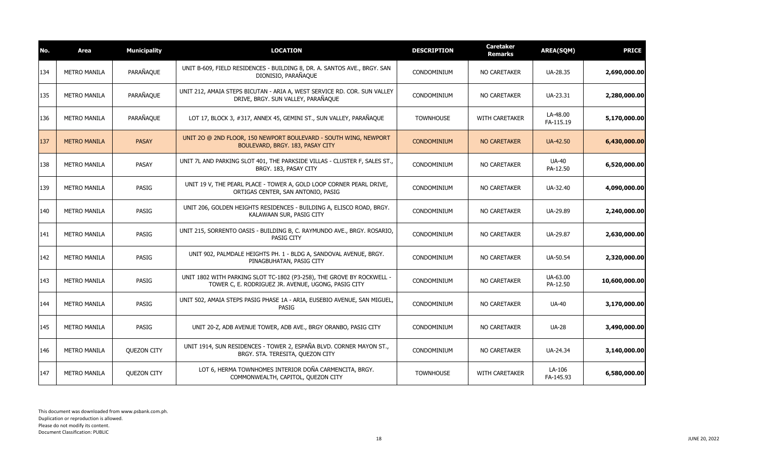| No. | Area | Municipality | LOCATION | DESCRIPTION | Caretaker Remarks | AREA(SQM) | PRICE |
|---|---|---|---|---|---|---|---|
| 134 | METRO MANILA | PARAÑAQUE | UNIT B-609, FIELD RESIDENCES - BUILDING 8, DR. A. SANTOS AVE., BRGY. SAN DIONISIO, PARAÑAQUE | CONDOMINIUM | NO CARETAKER | UA-28.35 | **2,690,000.00** |
| 135 | METRO MANILA | PARAÑAQUE | UNIT 212, AMAIA STEPS BICUTAN - ARIA A, WEST SERVICE RD. COR. SUN VALLEY DRIVE, BRGY. SUN VALLEY, PARAÑAQUE | CONDOMINIUM | NO CARETAKER | UA-23.31 | **2,280,000.00** |
| 136 | METRO MANILA | PARAÑAQUE | LOT 17, BLOCK 3, #317, ANNEX 45, GEMINI ST., SUN VALLEY, PARAÑAQUE | TOWNHOUSE | WITH CARETAKER | LA-48.00 FA-115.19 | **5,170,000.00** |
| 137 | METRO MANILA | PASAY | UNIT 2O @ 2ND FLOOR, 150 NEWPORT BOULEVARD - SOUTH WING, NEWPORT BOULEVARD, BRGY. 183, PASAY CITY | CONDOMINIUM | NO CARETAKER | UA-42.50 | **6,430,000.00** |
| 138 | METRO MANILA | PASAY | UNIT 7L AND PARKING SLOT 401, THE PARKSIDE VILLAS - CLUSTER F, SALES ST., BRGY. 183, PASAY CITY | CONDOMINIUM | NO CARETAKER | UA-40 PA-12.50 | **6,520,000.00** |
| 139 | METRO MANILA | PASIG | UNIT 19 V, THE PEARL PLACE - TOWER A, GOLD LOOP CORNER PEARL DRIVE, ORTIGAS CENTER, SAN ANTONIO, PASIG | CONDOMINIUM | NO CARETAKER | UA-32.40 | **4,090,000.00** |
| 140 | METRO MANILA | PASIG | UNIT 206, GOLDEN HEIGHTS RESIDENCES - BUILDING A, ELISCO ROAD, BRGY. KALAWAAN SUR, PASIG CITY | CONDOMINIUM | NO CARETAKER | UA-29.89 | **2,240,000.00** |
| 141 | METRO MANILA | PASIG | UNIT 215, SORRENTO OASIS - BUILDING B, C. RAYMUNDO AVE., BRGY. ROSARIO, PASIG CITY | CONDOMINIUM | NO CARETAKER | UA-29.87 | **2,630,000.00** |
| 142 | METRO MANILA | PASIG | UNIT 902, PALMDALE HEIGHTS PH. 1 - BLDG A, SANDOVAL AVENUE, BRGY. PINAGBUHATAN, PASIG CITY | CONDOMINIUM | NO CARETAKER | UA-50.54 | **2,320,000.00** |
| 143 | METRO MANILA | PASIG | UNIT 1802 WITH PARKING SLOT TC-1802 (P3-258), THE GROVE BY ROCKWELL - TOWER C, E. RODRIGUEZ JR. AVENUE, UGONG, PASIG CITY | CONDOMINIUM | NO CARETAKER | UA-63.00 PA-12.50 | **10,600,000.00** |
| 144 | METRO MANILA | PASIG | UNIT 502, AMAIA STEPS PASIG PHASE 1A - ARIA, EUSEBIO AVENUE, SAN MIGUEL, PASIG | CONDOMINIUM | NO CARETAKER | UA-40 | **3,170,000.00** |
| 145 | METRO MANILA | PASIG | UNIT 20-Z, ADB AVENUE TOWER, ADB AVE., BRGY ORANBO, PASIG CITY | CONDOMINIUM | NO CARETAKER | UA-28 | **3,490,000.00** |
| 146 | METRO MANILA | QUEZON CITY | UNIT 1914, SUN RESIDENCES - TOWER 2, ESPAÑA BLVD. CORNER MAYON ST., BRGY. STA. TERESITA, QUEZON CITY | CONDOMINIUM | NO CARETAKER | UA-24.34 | **3,140,000.00** |
| 147 | METRO MANILA | QUEZON CITY | LOT 6, HERMA TOWNHOMES INTERIOR DOÑA CARMENCITA, BRGY. COMMONWEALTH, CAPITOL, QUEZON CITY | TOWNHOUSE | WITH CARETAKER | LA-106 FA-145.93 | **6,580,000.00** |

This document was downloaded from www.psbank.com.ph.
Duplication or reproduction is allowed.
Please do not modify its content.
Document Classification: PUBLIC

JUNE 20, 2022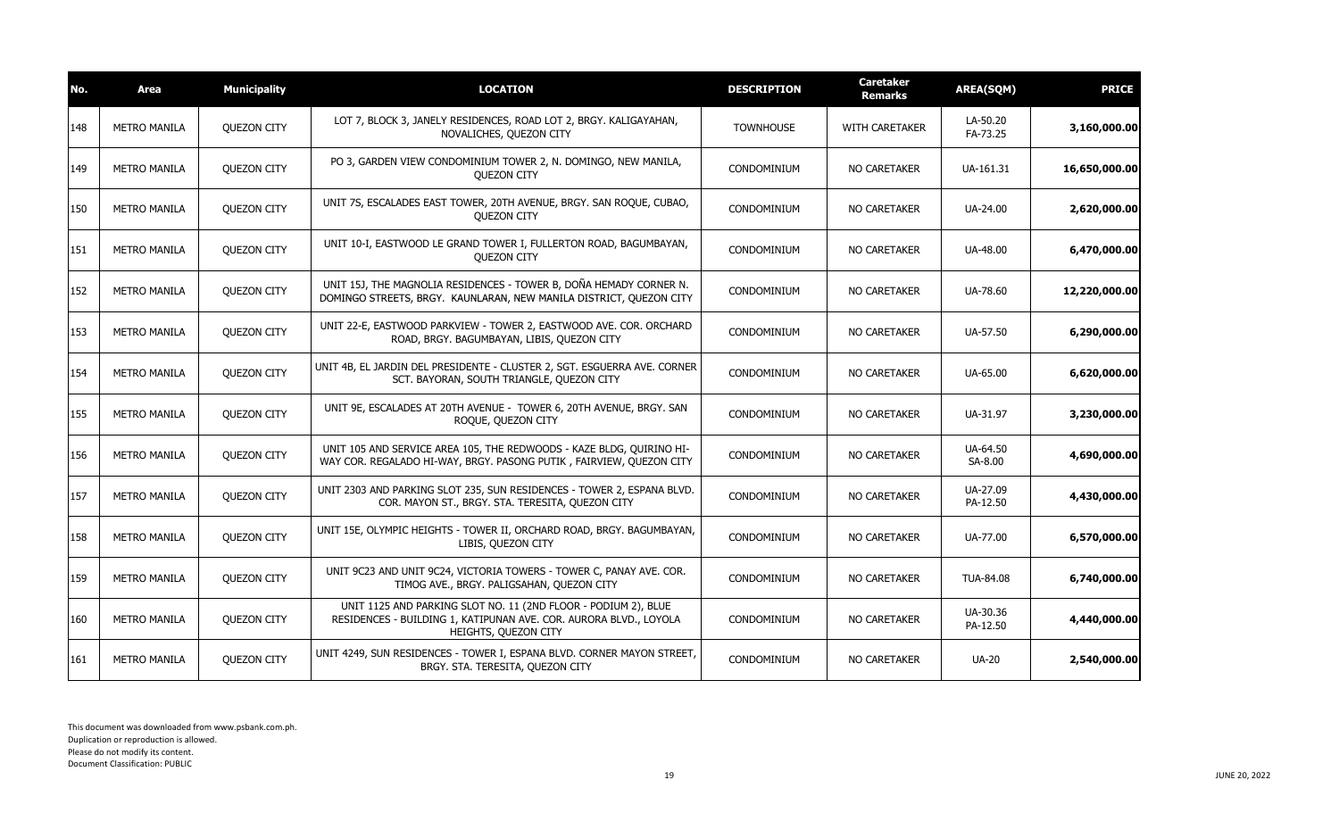| No. | Area | Municipality | LOCATION | DESCRIPTION | Caretaker Remarks | AREA(SQM) | PRICE |
|---|---|---|---|---|---|---|---|
| 148 | METRO MANILA | QUEZON CITY | LOT 7, BLOCK 3, JANELY RESIDENCES, ROAD LOT 2, BRGY. KALIGAYAHAN, NOVALICHES, QUEZON CITY | TOWNHOUSE | WITH CARETAKER | LA-50.20 FA-73.25 | **3,160,000.00** |
| 149 | METRO MANILA | QUEZON CITY | PO 3, GARDEN VIEW CONDOMINIUM TOWER 2, N. DOMINGO, NEW MANILA, QUEZON CITY | CONDOMINIUM | NO CARETAKER | UA-161.31 | **16,650,000.00** |
| 150 | METRO MANILA | QUEZON CITY | UNIT 7S, ESCALADES EAST TOWER, 20TH AVENUE, BRGY. SAN ROQUE, CUBAO, QUEZON CITY | CONDOMINIUM | NO CARETAKER | UA-24.00 | **2,620,000.00** |
| 151 | METRO MANILA | QUEZON CITY | UNIT 10-I, EASTWOOD LE GRAND TOWER I, FULLERTON ROAD, BAGUMBAYAN, QUEZON CITY | CONDOMINIUM | NO CARETAKER | UA-48.00 | **6,470,000.00** |
| 152 | METRO MANILA | QUEZON CITY | UNIT 15J, THE MAGNOLIA RESIDENCES - TOWER B, DOÑA HEMADY CORNER N. DOMINGO STREETS, BRGY. KAUNLARAN, NEW MANILA DISTRICT, QUEZON CITY | CONDOMINIUM | NO CARETAKER | UA-78.60 | **12,220,000.00** |
| 153 | METRO MANILA | QUEZON CITY | UNIT 22-E, EASTWOOD PARKVIEW - TOWER 2, EASTWOOD AVE. COR. ORCHARD ROAD, BRGY. BAGUMBAYAN, LIBIS, QUEZON CITY | CONDOMINIUM | NO CARETAKER | UA-57.50 | **6,290,000.00** |
| 154 | METRO MANILA | QUEZON CITY | UNIT 4B, EL JARDIN DEL PRESIDENTE - CLUSTER 2, SGT. ESGUERRA AVE. CORNER SCT. BAYORAN, SOUTH TRIANGLE, QUEZON CITY | CONDOMINIUM | NO CARETAKER | UA-65.00 | **6,620,000.00** |
| 155 | METRO MANILA | QUEZON CITY | UNIT 9E, ESCALADES AT 20TH AVENUE - TOWER 6, 20TH AVENUE, BRGY. SAN ROQUE, QUEZON CITY | CONDOMINIUM | NO CARETAKER | UA-31.97 | **3,230,000.00** |
| 156 | METRO MANILA | QUEZON CITY | UNIT 105 AND SERVICE AREA 105, THE REDWOODS - KAZE BLDG, QUIRINO HI-WAY COR. REGALADO HI-WAY, BRGY. PASONG PUTIK , FAIRVIEW, QUEZON CITY | CONDOMINIUM | NO CARETAKER | UA-64.50 SA-8.00 | **4,690,000.00** |
| 157 | METRO MANILA | QUEZON CITY | UNIT 2303 AND PARKING SLOT 235, SUN RESIDENCES - TOWER 2, ESPANA BLVD. COR. MAYON ST., BRGY. STA. TERESITA, QUEZON CITY | CONDOMINIUM | NO CARETAKER | UA-27.09 PA-12.50 | **4,430,000.00** |
| 158 | METRO MANILA | QUEZON CITY | UNIT 15E, OLYMPIC HEIGHTS - TOWER II, ORCHARD ROAD, BRGY. BAGUMBAYAN, LIBIS, QUEZON CITY | CONDOMINIUM | NO CARETAKER | UA-77.00 | **6,570,000.00** |
| 159 | METRO MANILA | QUEZON CITY | UNIT 9C23 AND UNIT 9C24, VICTORIA TOWERS - TOWER C, PANAY AVE. COR. TIMOG AVE., BRGY. PALIGSAHAN, QUEZON CITY | CONDOMINIUM | NO CARETAKER | TUA-84.08 | **6,740,000.00** |
| 160 | METRO MANILA | QUEZON CITY | UNIT 1125 AND PARKING SLOT NO. 11 (2ND FLOOR - PODIUM 2), BLUE RESIDENCES - BUILDING 1, KATIPUNAN AVE. COR. AURORA BLVD., LOYOLA HEIGHTS, QUEZON CITY | CONDOMINIUM | NO CARETAKER | UA-30.36 PA-12.50 | **4,440,000.00** |
| 161 | METRO MANILA | QUEZON CITY | UNIT 4249, SUN RESIDENCES - TOWER I, ESPANA BLVD. CORNER MAYON STREET, BRGY. STA. TERESITA, QUEZON CITY | CONDOMINIUM | NO CARETAKER | UA-20 | **2,540,000.00** |

This document was downloaded from www.psbank.com.ph.
Duplication or reproduction is allowed.
Please do not modify its content.
Document Classification: PUBLIC

JUNE 20, 2022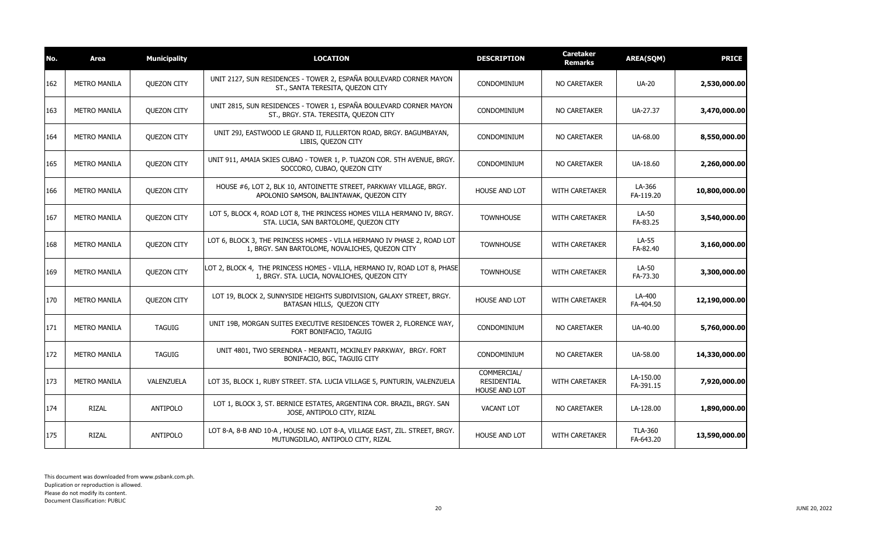| No. | Area | Municipality | LOCATION | DESCRIPTION | Caretaker Remarks | AREA(SQM) | PRICE |
|---|---|---|---|---|---|---|---|
| 162 | METRO MANILA | QUEZON CITY | UNIT 2127, SUN RESIDENCES - TOWER 2, ESPAÑA BOULEVARD CORNER MAYON ST., SANTA TERESITA, QUEZON CITY | CONDOMINIUM | NO CARETAKER | UA-20 | 2,530,000.00 |
| 163 | METRO MANILA | QUEZON CITY | UNIT 2815, SUN RESIDENCES - TOWER 1, ESPAÑA BOULEVARD CORNER MAYON ST., BRGY. STA. TERESITA, QUEZON CITY | CONDOMINIUM | NO CARETAKER | UA-27.37 | 3,470,000.00 |
| 164 | METRO MANILA | QUEZON CITY | UNIT 29J, EASTWOOD LE GRAND II, FULLERTON ROAD, BRGY. BAGUMBAYAN, LIBIS, QUEZON CITY | CONDOMINIUM | NO CARETAKER | UA-68.00 | 8,550,000.00 |
| 165 | METRO MANILA | QUEZON CITY | UNIT 911, AMAIA SKIES CUBAO - TOWER 1, P. TUAZON COR. 5TH AVENUE, BRGY. SOCCORO, CUBAO, QUEZON CITY | CONDOMINIUM | NO CARETAKER | UA-18.60 | 2,260,000.00 |
| 166 | METRO MANILA | QUEZON CITY | HOUSE #6, LOT 2, BLK 10, ANTOINETTE STREET, PARKWAY VILLAGE, BRGY. APOLONIO SAMSON, BALINTAWAK, QUEZON CITY | HOUSE AND LOT | WITH CARETAKER | LA-366 FA-119.20 | 10,800,000.00 |
| 167 | METRO MANILA | QUEZON CITY | LOT 5, BLOCK 4, ROAD LOT 8, THE PRINCESS HOMES VILLA HERMANO IV, BRGY. STA. LUCIA, SAN BARTOLOME, QUEZON CITY | TOWNHOUSE | WITH CARETAKER | LA-50 FA-83.25 | 3,540,000.00 |
| 168 | METRO MANILA | QUEZON CITY | LOT 6, BLOCK 3, THE PRINCESS HOMES - VILLA HERMANO IV PHASE 2, ROAD LOT 1, BRGY. SAN BARTOLOME, NOVALICHES, QUEZON CITY | TOWNHOUSE | WITH CARETAKER | LA-55 FA-82.40 | 3,160,000.00 |
| 169 | METRO MANILA | QUEZON CITY | LOT 2, BLOCK 4, THE PRINCESS HOMES - VILLA, HERMANO IV, ROAD LOT 8, PHASE 1, BRGY. STA. LUCIA, NOVALICHES, QUEZON CITY | TOWNHOUSE | WITH CARETAKER | LA-50 FA-73.30 | 3,300,000.00 |
| 170 | METRO MANILA | QUEZON CITY | LOT 19, BLOCK 2, SUNNYSIDE HEIGHTS SUBDIVISION, GALAXY STREET, BRGY. BATASAN HILLS, QUEZON CITY | HOUSE AND LOT | WITH CARETAKER | LA-400 FA-404.50 | 12,190,000.00 |
| 171 | METRO MANILA | TAGUIG | UNIT 19B, MORGAN SUITES EXECUTIVE RESIDENCES TOWER 2, FLORENCE WAY, FORT BONIFACIO, TAGUIG | CONDOMINIUM | NO CARETAKER | UA-40.00 | 5,760,000.00 |
| 172 | METRO MANILA | TAGUIG | UNIT 4801, TWO SERENDRA - MERANTI, MCKINLEY PARKWAY, BRGY. FORT BONIFACIO, BGC, TAGUIG CITY | CONDOMINIUM | NO CARETAKER | UA-58.00 | 14,330,000.00 |
| 173 | METRO MANILA | VALENZUELA | LOT 35, BLOCK 1, RUBY STREET. STA. LUCIA VILLAGE 5, PUNTURIN, VALENZUELA | COMMERCIAL/ RESIDENTIAL HOUSE AND LOT | WITH CARETAKER | LA-150.00 FA-391.15 | 7,920,000.00 |
| 174 | RIZAL | ANTIPOLO | LOT 1, BLOCK 3, ST. BERNICE ESTATES, ARGENTINA COR. BRAZIL, BRGY. SAN JOSE, ANTIPOLO CITY, RIZAL | VACANT LOT | NO CARETAKER | LA-128.00 | 1,890,000.00 |
| 175 | RIZAL | ANTIPOLO | LOT 8-A, 8-B AND 10-A , HOUSE NO. LOT 8-A, VILLAGE EAST, ZIL. STREET, BRGY. MUTUNGDILAO, ANTIPOLO CITY, RIZAL | HOUSE AND LOT | WITH CARETAKER | TLA-360 FA-643.20 | 13,590,000.00 |

This document was downloaded from www.psbank.com.ph.
Duplication or reproduction is allowed.
Please do not modify its content.
Document Classification: PUBLIC

JUNE 20, 2022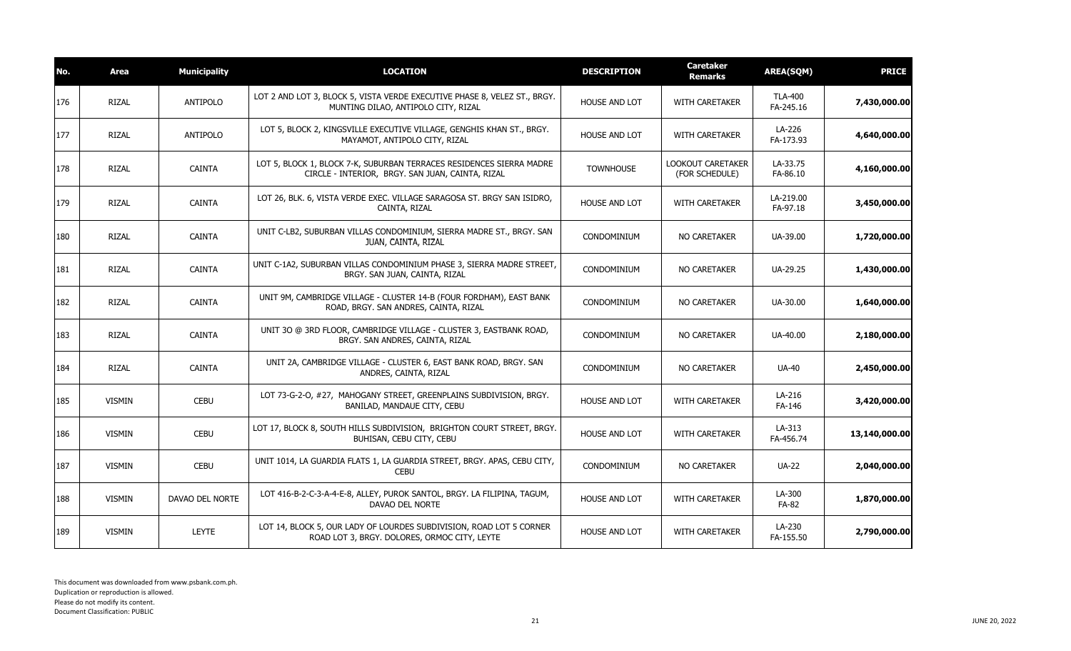| No. | Area | Municipality | LOCATION | DESCRIPTION | Caretaker Remarks | AREA(SQM) | PRICE |
|---|---|---|---|---|---|---|---|
| 176 | RIZAL | ANTIPOLO | LOT 2 AND LOT 3, BLOCK 5, VISTA VERDE EXECUTIVE PHASE 8, VELEZ ST., BRGY. MUNTING DILAO, ANTIPOLO CITY, RIZAL | HOUSE AND LOT | WITH CARETAKER | TLA-400 FA-245.16 | 7,430,000.00 |
| 177 | RIZAL | ANTIPOLO | LOT 5, BLOCK 2, KINGSVILLE EXECUTIVE VILLAGE, GENGHIS KHAN ST., BRGY. MAYAMOT, ANTIPOLO CITY, RIZAL | HOUSE AND LOT | WITH CARETAKER | LA-226 FA-173.93 | 4,640,000.00 |
| 178 | RIZAL | CAINTA | LOT 5, BLOCK 1, BLOCK 7-K, SUBURBAN TERRACES RESIDENCES SIERRA MADRE CIRCLE - INTERIOR, BRGY. SAN JUAN, CAINTA, RIZAL | TOWNHOUSE | LOOKOUT CARETAKER (FOR SCHEDULE) | LA-33.75 FA-86.10 | 4,160,000.00 |
| 179 | RIZAL | CAINTA | LOT 26, BLK. 6, VISTA VERDE EXEC. VILLAGE SARAGOSA ST. BRGY SAN ISIDRO, CAINTA, RIZAL | HOUSE AND LOT | WITH CARETAKER | LA-219.00 FA-97.18 | 3,450,000.00 |
| 180 | RIZAL | CAINTA | UNIT C-LB2, SUBURBAN VILLAS CONDOMINIUM, SIERRA MADRE ST., BRGY. SAN JUAN, CAINTA, RIZAL | CONDOMINIUM | NO CARETAKER | UA-39.00 | 1,720,000.00 |
| 181 | RIZAL | CAINTA | UNIT C-1A2, SUBURBAN VILLAS CONDOMINIUM PHASE 3, SIERRA MADRE STREET, BRGY. SAN JUAN, CAINTA, RIZAL | CONDOMINIUM | NO CARETAKER | UA-29.25 | 1,430,000.00 |
| 182 | RIZAL | CAINTA | UNIT 9M, CAMBRIDGE VILLAGE - CLUSTER 14-B (FOUR FORDHAM), EAST BANK ROAD, BRGY. SAN ANDRES, CAINTA, RIZAL | CONDOMINIUM | NO CARETAKER | UA-30.00 | 1,640,000.00 |
| 183 | RIZAL | CAINTA | UNIT 3O @ 3RD FLOOR, CAMBRIDGE VILLAGE - CLUSTER 3, EASTBANK ROAD, BRGY. SAN ANDRES, CAINTA, RIZAL | CONDOMINIUM | NO CARETAKER | UA-40.00 | 2,180,000.00 |
| 184 | RIZAL | CAINTA | UNIT 2A, CAMBRIDGE VILLAGE - CLUSTER 6, EAST BANK ROAD, BRGY. SAN ANDRES, CAINTA, RIZAL | CONDOMINIUM | NO CARETAKER | UA-40 | 2,450,000.00 |
| 185 | VISMIN | CEBU | LOT 73-G-2-O, #27, MAHOGANY STREET, GREENPLAINS SUBDIVISION, BRGY. BANILAD, MANDAUE CITY, CEBU | HOUSE AND LOT | WITH CARETAKER | LA-216 FA-146 | 3,420,000.00 |
| 186 | VISMIN | CEBU | LOT 17, BLOCK 8, SOUTH HILLS SUBDIVISION, BRIGHTON COURT STREET, BRGY. BUHISAN, CEBU CITY, CEBU | HOUSE AND LOT | WITH CARETAKER | LA-313 FA-456.74 | 13,140,000.00 |
| 187 | VISMIN | CEBU | UNIT 1014, LA GUARDIA FLATS 1, LA GUARDIA STREET, BRGY. APAS, CEBU CITY, CEBU | CONDOMINIUM | NO CARETAKER | UA-22 | 2,040,000.00 |
| 188 | VISMIN | DAVAO DEL NORTE | LOT 416-B-2-C-3-A-4-E-8, ALLEY, PUROK SANTOL, BRGY. LA FILIPINA, TAGUM, DAVAO DEL NORTE | HOUSE AND LOT | WITH CARETAKER | LA-300 FA-82 | 1,870,000.00 |
| 189 | VISMIN | LEYTE | LOT 14, BLOCK 5, OUR LADY OF LOURDES SUBDIVISION, ROAD LOT 5 CORNER ROAD LOT 3, BRGY. DOLORES, ORMOC CITY, LEYTE | HOUSE AND LOT | WITH CARETAKER | LA-230 FA-155.50 | 2,790,000.00 |

This document was downloaded from www.psbank.com.ph.
Duplication or reproduction is allowed.
Please do not modify its content.
Document Classification: PUBLIC

JUNE 20, 2022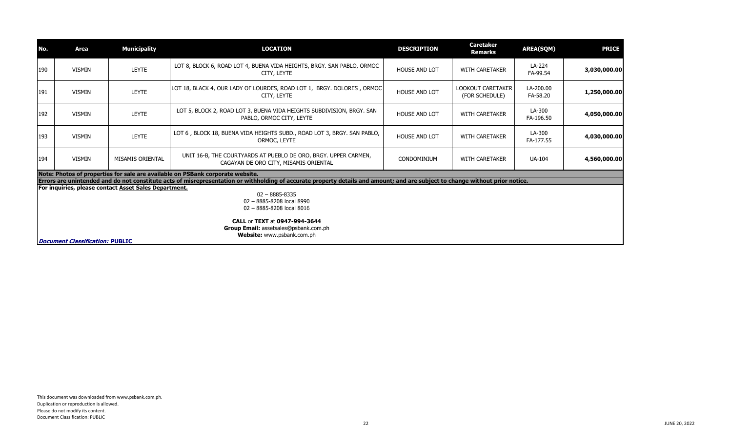| No. | Area | Municipality | LOCATION | DESCRIPTION | Caretaker Remarks | AREA(SQM) | PRICE |
|---|---|---|---|---|---|---|---|
| 190 | VISMIN | LEYTE | LOT 8, BLOCK 6, ROAD LOT 4, BUENA VIDA HEIGHTS, BRGY. SAN PABLO, ORMOC CITY, LEYTE | HOUSE AND LOT | WITH CARETAKER | LA-224 FA-99.54 | **3,030,000.00** |
| 191 | VISMIN | LEYTE | LOT 18, BLACK 4, OUR LADY OF LOURDES, ROAD LOT 1, BRGY. DOLORES , ORMOC CITY, LEYTE | HOUSE AND LOT | LOOKOUT CARETAKER (FOR SCHEDULE) | LA-200.00 FA-58.20 | **1,250,000.00** |
| 192 | VISMIN | LEYTE | LOT 5, BLOCK 2, ROAD LOT 3, BUENA VIDA HEIGHTS SUBDIVISION, BRGY. SAN PABLO, ORMOC CITY, LEYTE | HOUSE AND LOT | WITH CARETAKER | LA-300 FA-196.50 | **4,050,000.00** |
| 193 | VISMIN | LEYTE | LOT 6 , BLOCK 18, BUENA VIDA HEIGHTS SUBD., ROAD LOT 3, BRGY. SAN PABLO, ORMOC, LEYTE | HOUSE AND LOT | WITH CARETAKER | LA-300 FA-177.55 | **4,030,000.00** |
| 194 | VISMIN | MISAMIS ORIENTAL | UNIT 16-B, THE COURTYARDS AT PUEBLO DE ORO, BRGY. UPPER CARMEN, CAGAYAN DE ORO CITY, MISAMIS ORIENTAL | CONDOMINIUM | WITH CARETAKER | UA-104 | **4,560,000.00** |

**Note: Photos of properties for sale are available on PSBank corporate website.**

**Errors are unintended and do not constitute acts of misrepresentation or withholding of accurate property details and amount; and are subject to change without prior notice.**

**For inquiries, please contact Asset Sales Department.**

02 – 8885-8335
02 – 8885-8208 local 8990
02 – 8885-8208 local 8016

**CALL** or **TEXT** at **0947-994-3644**
**Group Email:** assetsales@psbank.com.ph
**Website:** www.psbank.com.ph

***Document Classification:* PUBLIC**

This document was downloaded from www.psbank.com.ph.
Duplication or reproduction is allowed.
Please do not modify its content.
Document Classification: PUBLIC

JUNE 20, 2022